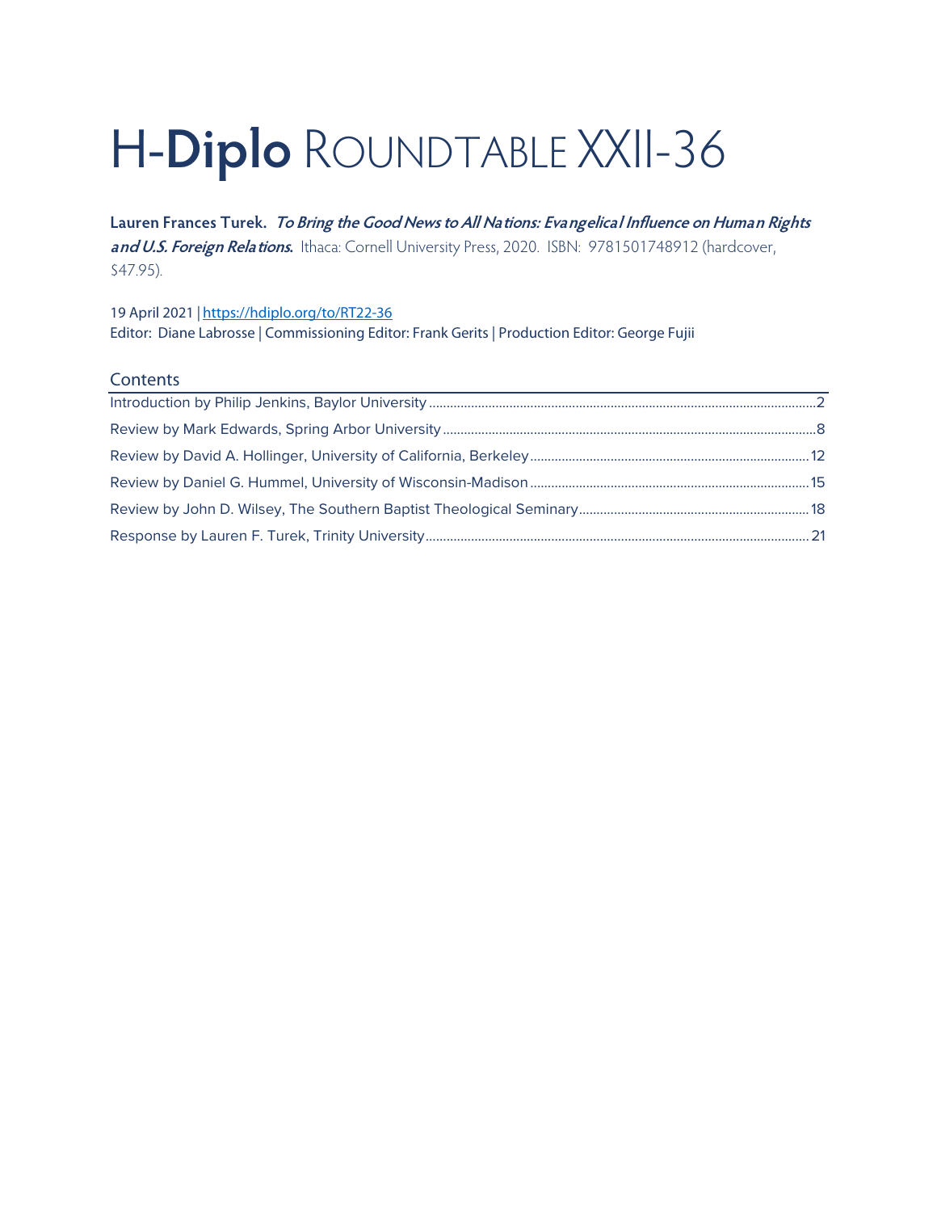# H-Diplo ROUNDTABLE XXII-36

**Lauren Frances Turek.** ***To Bring the Good News to All Nations: Evangelical Influence on Human Rights and U.S. Foreign Relations.*** Ithaca: Cornell University Press, 2020. ISBN: 9781501748912 (hardcover, $47.95).

19 April 2021 | https://hdiplo.org/to/RT22-36
Editor: Diane Labrosse | Commissioning Editor: Frank Gerits | Production Editor: George Fujii

## Contents

Introduction by Philip Jenkins, Baylor University ............ 2
Review by Mark Edwards, Spring Arbor University ............ 8
Review by David A. Hollinger, University of California, Berkeley ............ 12
Review by Daniel G. Hummel, University of Wisconsin-Madison ............ 15
Review by John D. Wilsey, The Southern Baptist Theological Seminary ............ 18
Response by Lauren F. Turek, Trinity University ............ 21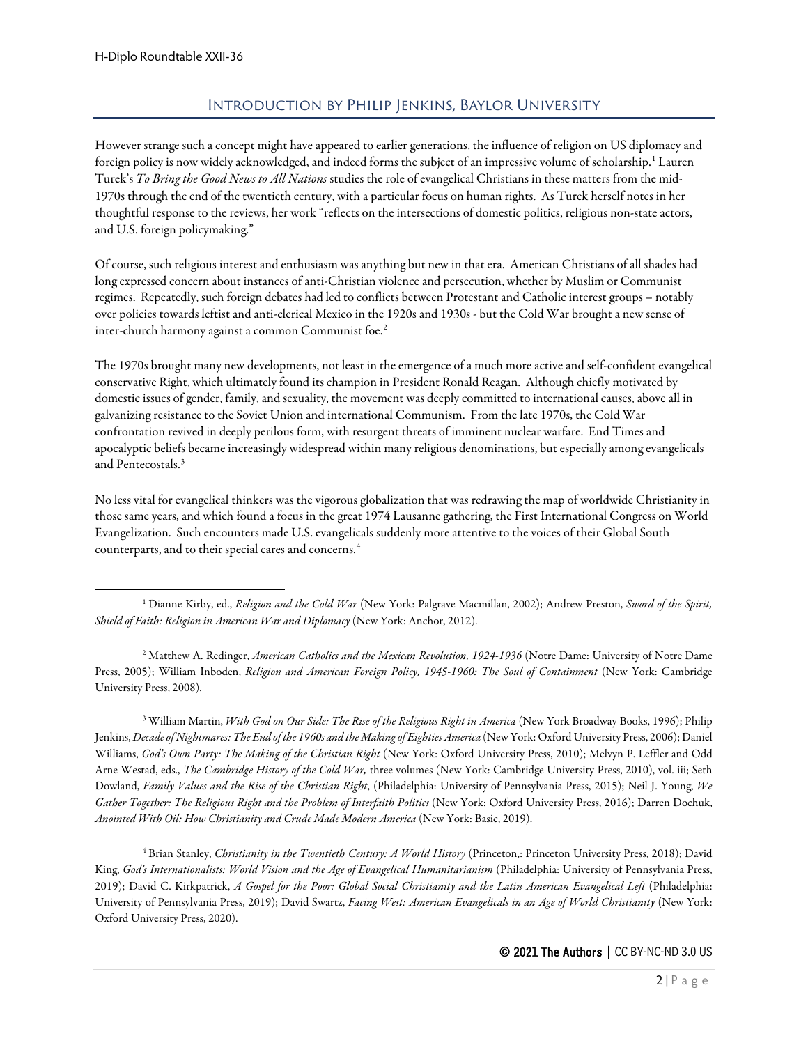## Introduction by Philip Jenkins, Baylor University

However strange such a concept might have appeared to earlier generations, the influence of religion on US diplomacy and foreign policy is now widely acknowledged, and indeed forms the subject of an impressive volume of scholarship.[1] Lauren Turek's *To Bring the Good News to All Nations* studies the role of evangelical Christians in these matters from the mid-1970s through the end of the twentieth century, with a particular focus on human rights. As Turek herself notes in her thoughtful response to the reviews, her work "reflects on the intersections of domestic politics, religious non-state actors, and U.S. foreign policymaking."

Of course, such religious interest and enthusiasm was anything but new in that era. American Christians of all shades had long expressed concern about instances of anti-Christian violence and persecution, whether by Muslim or Communist regimes. Repeatedly, such foreign debates had led to conflicts between Protestant and Catholic interest groups – notably over policies towards leftist and anti-clerical Mexico in the 1920s and 1930s - but the Cold War brought a new sense of inter-church harmony against a common Communist foe.[2]

The 1970s brought many new developments, not least in the emergence of a much more active and self-confident evangelical conservative Right, which ultimately found its champion in President Ronald Reagan. Although chiefly motivated by domestic issues of gender, family, and sexuality, the movement was deeply committed to international causes, above all in galvanizing resistance to the Soviet Union and international Communism. From the late 1970s, the Cold War confrontation revived in deeply perilous form, with resurgent threats of imminent nuclear warfare. End Times and apocalyptic beliefs became increasingly widespread within many religious denominations, but especially among evangelicals and Pentecostals.[3]

No less vital for evangelical thinkers was the vigorous globalization that was redrawing the map of worldwide Christianity in those same years, and which found a focus in the great 1974 Lausanne gathering, the First International Congress on World Evangelization. Such encounters made U.S. evangelicals suddenly more attentive to the voices of their Global South counterparts, and to their special cares and concerns.[4]

---

[1] Dianne Kirby, ed., *Religion and the Cold War* (New York: Palgrave Macmillan, 2002); Andrew Preston, *Sword of the Spirit, Shield of Faith: Religion in American War and Diplomacy* (New York: Anchor, 2012).

[2] Matthew A. Redinger, *American Catholics and the Mexican Revolution, 1924-1936* (Notre Dame: University of Notre Dame Press, 2005); William Inboden, *Religion and American Foreign Policy, 1945-1960: The Soul of Containment* (New York: Cambridge University Press, 2008).

[3] William Martin, *With God on Our Side: The Rise of the Religious Right in America* (New York Broadway Books, 1996); Philip Jenkins, *Decade of Nightmares: The End of the 1960s and the Making of Eighties America* (New York: Oxford University Press, 2006); Daniel Williams, *God's Own Party: The Making of the Christian Right* (New York: Oxford University Press, 2010); Melvyn P. Leffler and Odd Arne Westad, eds., *The Cambridge History of the Cold War,* three volumes (New York: Cambridge University Press, 2010), vol. iii; Seth Dowland, *Family Values and the Rise of the Christian Right*, (Philadelphia: University of Pennsylvania Press, 2015); Neil J. Young, *We Gather Together: The Religious Right and the Problem of Interfaith Politics* (New York: Oxford University Press, 2016); Darren Dochuk, *Anointed With Oil: How Christianity and Crude Made Modern America* (New York: Basic, 2019).

[4] Brian Stanley, *Christianity in the Twentieth Century: A World History* (Princeton,: Princeton University Press, 2018); David King, *God's Internationalists: World Vision and the Age of Evangelical Humanitarianism* (Philadelphia: University of Pennsylvania Press, 2019); David C. Kirkpatrick, *A Gospel for the Poor: Global Social Christianity and the Latin American Evangelical Left* (Philadelphia: University of Pennsylvania Press, 2019); David Swartz, *Facing West: American Evangelicals in an Age of World Christianity* (New York: Oxford University Press, 2020).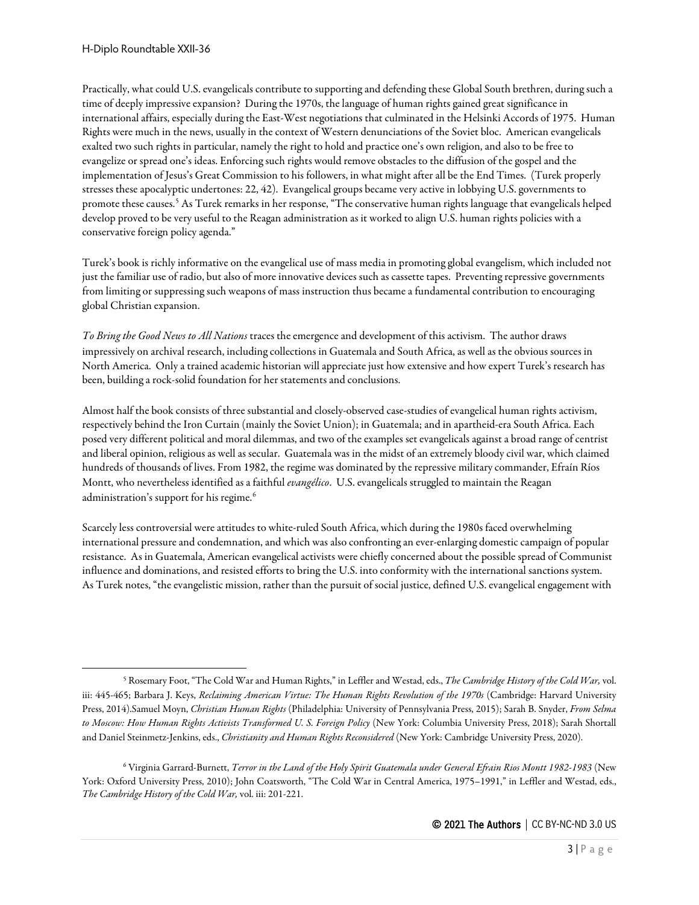Practically, what could U.S. evangelicals contribute to supporting and defending these Global South brethren, during such a time of deeply impressive expansion? During the 1970s, the language of human rights gained great significance in international affairs, especially during the East-West negotiations that culminated in the Helsinki Accords of 1975. Human Rights were much in the news, usually in the context of Western denunciations of the Soviet bloc. American evangelicals exalted two such rights in particular, namely the right to hold and practice one's own religion, and also to be free to evangelize or spread one's ideas. Enforcing such rights would remove obstacles to the diffusion of the gospel and the implementation of Jesus's Great Commission to his followers, in what might after all be the End Times. (Turek properly stresses these apocalyptic undertones: 22, 42). Evangelical groups became very active in lobbying U.S. governments to promote these causes.[5] As Turek remarks in her response, "The conservative human rights language that evangelicals helped develop proved to be very useful to the Reagan administration as it worked to align U.S. human rights policies with a conservative foreign policy agenda."

Turek's book is richly informative on the evangelical use of mass media in promoting global evangelism, which included not just the familiar use of radio, but also of more innovative devices such as cassette tapes. Preventing repressive governments from limiting or suppressing such weapons of mass instruction thus became a fundamental contribution to encouraging global Christian expansion.

*To Bring the Good News to All Nations* traces the emergence and development of this activism. The author draws impressively on archival research, including collections in Guatemala and South Africa, as well as the obvious sources in North America. Only a trained academic historian will appreciate just how extensive and how expert Turek's research has been, building a rock-solid foundation for her statements and conclusions.

Almost half the book consists of three substantial and closely-observed case-studies of evangelical human rights activism, respectively behind the Iron Curtain (mainly the Soviet Union); in Guatemala; and in apartheid-era South Africa. Each posed very different political and moral dilemmas, and two of the examples set evangelicals against a broad range of centrist and liberal opinion, religious as well as secular. Guatemala was in the midst of an extremely bloody civil war, which claimed hundreds of thousands of lives. From 1982, the regime was dominated by the repressive military commander, Efraín Ríos Montt, who nevertheless identified as a faithful *evangélico*. U.S. evangelicals struggled to maintain the Reagan administration's support for his regime.[6]

Scarcely less controversial were attitudes to white-ruled South Africa, which during the 1980s faced overwhelming international pressure and condemnation, and which was also confronting an ever-enlarging domestic campaign of popular resistance. As in Guatemala, American evangelical activists were chiefly concerned about the possible spread of Communist influence and dominations, and resisted efforts to bring the U.S. into conformity with the international sanctions system. As Turek notes, "the evangelistic mission, rather than the pursuit of social justice, defined U.S. evangelical engagement with

---

[5] Rosemary Foot, "The Cold War and Human Rights," in Leffler and Westad, eds., *The Cambridge History of the Cold War,* vol. iii: 445-465; Barbara J. Keys, *Reclaiming American Virtue: The Human Rights Revolution of the 1970s* (Cambridge: Harvard University Press, 2014).Samuel Moyn, *Christian Human Rights* (Philadelphia: University of Pennsylvania Press, 2015); Sarah B. Snyder, *From Selma to Moscow: How Human Rights Activists Transformed U. S. Foreign Policy* (New York: Columbia University Press, 2018); Sarah Shortall and Daniel Steinmetz-Jenkins, eds., *Christianity and Human Rights Reconsidered* (New York: Cambridge University Press, 2020).

[6] Virginia Garrard-Burnett, *Terror in the Land of the Holy Spirit Guatemala under General Efrain Rios Montt 1982-1983* (New York: Oxford University Press, 2010); John Coatsworth, "The Cold War in Central America, 1975–1991," in Leffler and Westad, eds., *The Cambridge History of the Cold War,* vol. iii: 201-221.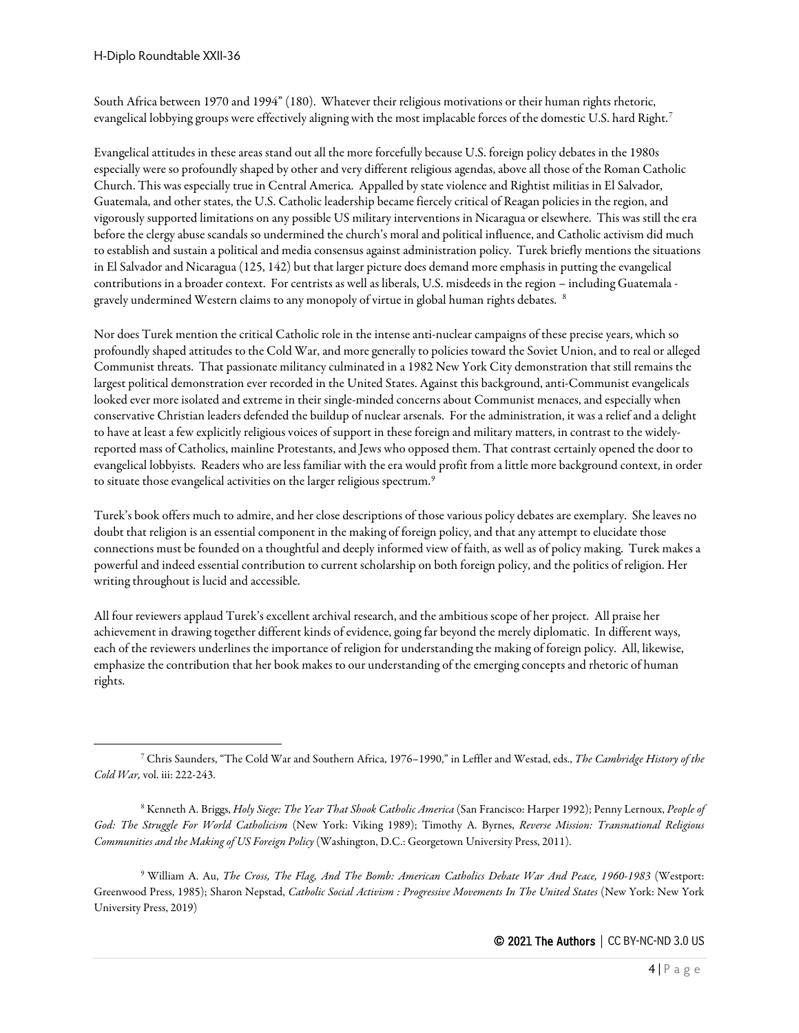South Africa between 1970 and 1994" (180). Whatever their religious motivations or their human rights rhetoric, evangelical lobbying groups were effectively aligning with the most implacable forces of the domestic U.S. hard Right.[7]

Evangelical attitudes in these areas stand out all the more forcefully because U.S. foreign policy debates in the 1980s especially were so profoundly shaped by other and very different religious agendas, above all those of the Roman Catholic Church. This was especially true in Central America. Appalled by state violence and Rightist militias in El Salvador, Guatemala, and other states, the U.S. Catholic leadership became fiercely critical of Reagan policies in the region, and vigorously supported limitations on any possible US military interventions in Nicaragua or elsewhere. This was still the era before the clergy abuse scandals so undermined the church's moral and political influence, and Catholic activism did much to establish and sustain a political and media consensus against administration policy. Turek briefly mentions the situations in El Salvador and Nicaragua (125, 142) but that larger picture does demand more emphasis in putting the evangelical contributions in a broader context. For centrists as well as liberals, U.S. misdeeds in the region – including Guatemala - gravely undermined Western claims to any monopoly of virtue in global human rights debates.[8]

Nor does Turek mention the critical Catholic role in the intense anti-nuclear campaigns of these precise years, which so profoundly shaped attitudes to the Cold War, and more generally to policies toward the Soviet Union, and to real or alleged Communist threats. That passionate militancy culminated in a 1982 New York City demonstration that still remains the largest political demonstration ever recorded in the United States. Against this background, anti-Communist evangelicals looked ever more isolated and extreme in their single-minded concerns about Communist menaces, and especially when conservative Christian leaders defended the buildup of nuclear arsenals. For the administration, it was a relief and a delight to have at least a few explicitly religious voices of support in these foreign and military matters, in contrast to the widely-reported mass of Catholics, mainline Protestants, and Jews who opposed them. That contrast certainly opened the door to evangelical lobbyists. Readers who are less familiar with the era would profit from a little more background context, in order to situate those evangelical activities on the larger religious spectrum.[9]

Turek's book offers much to admire, and her close descriptions of those various policy debates are exemplary. She leaves no doubt that religion is an essential component in the making of foreign policy, and that any attempt to elucidate those connections must be founded on a thoughtful and deeply informed view of faith, as well as of policy making. Turek makes a powerful and indeed essential contribution to current scholarship on both foreign policy, and the politics of religion. Her writing throughout is lucid and accessible.

All four reviewers applaud Turek's excellent archival research, and the ambitious scope of her project. All praise her achievement in drawing together different kinds of evidence, going far beyond the merely diplomatic. In different ways, each of the reviewers underlines the importance of religion for understanding the making of foreign policy. All, likewise, emphasize the contribution that her book makes to our understanding of the emerging concepts and rhetoric of human rights.

---

[7] Chris Saunders, "The Cold War and Southern Africa, 1976–1990," in Leffler and Westad, eds., *The Cambridge History of the Cold War,* vol. iii: 222-243.

[8] Kenneth A. Briggs, *Holy Siege: The Year That Shook Catholic America* (San Francisco: Harper 1992); Penny Lernoux, *People of God: The Struggle For World Catholicism* (New York: Viking 1989); Timothy A. Byrnes, *Reverse Mission: Transnational Religious Communities and the Making of US Foreign Policy* (Washington, D.C.: Georgetown University Press, 2011).

[9] William A. Au, *The Cross, The Flag, And The Bomb: American Catholics Debate War And Peace, 1960-1983* (Westport: Greenwood Press, 1985); Sharon Nepstad, *Catholic Social Activism : Progressive Movements In The United States* (New York: New York University Press, 2019)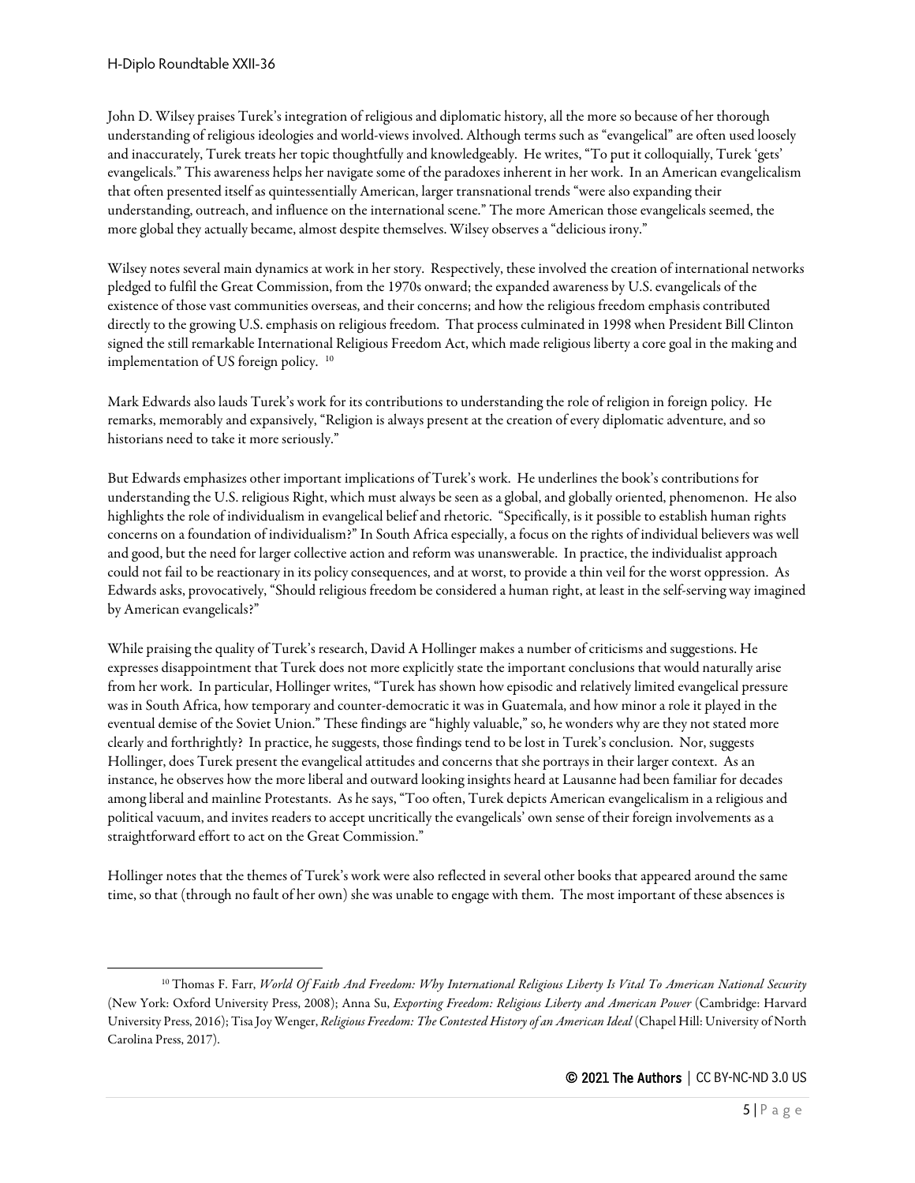John D. Wilsey praises Turek's integration of religious and diplomatic history, all the more so because of her thorough understanding of religious ideologies and world-views involved. Although terms such as "evangelical" are often used loosely and inaccurately, Turek treats her topic thoughtfully and knowledgeably. He writes, "To put it colloquially, Turek 'gets' evangelicals." This awareness helps her navigate some of the paradoxes inherent in her work. In an American evangelicalism that often presented itself as quintessentially American, larger transnational trends "were also expanding their understanding, outreach, and influence on the international scene." The more American those evangelicals seemed, the more global they actually became, almost despite themselves. Wilsey observes a "delicious irony."

Wilsey notes several main dynamics at work in her story. Respectively, these involved the creation of international networks pledged to fulfil the Great Commission, from the 1970s onward; the expanded awareness by U.S. evangelicals of the existence of those vast communities overseas, and their concerns; and how the religious freedom emphasis contributed directly to the growing U.S. emphasis on religious freedom. That process culminated in 1998 when President Bill Clinton signed the still remarkable International Religious Freedom Act, which made religious liberty a core goal in the making and implementation of US foreign policy. [10]

Mark Edwards also lauds Turek's work for its contributions to understanding the role of religion in foreign policy. He remarks, memorably and expansively, "Religion is always present at the creation of every diplomatic adventure, and so historians need to take it more seriously."

But Edwards emphasizes other important implications of Turek's work. He underlines the book's contributions for understanding the U.S. religious Right, which must always be seen as a global, and globally oriented, phenomenon. He also highlights the role of individualism in evangelical belief and rhetoric. "Specifically, is it possible to establish human rights concerns on a foundation of individualism?" In South Africa especially, a focus on the rights of individual believers was well and good, but the need for larger collective action and reform was unanswerable. In practice, the individualist approach could not fail to be reactionary in its policy consequences, and at worst, to provide a thin veil for the worst oppression. As Edwards asks, provocatively, "Should religious freedom be considered a human right, at least in the self-serving way imagined by American evangelicals?"

While praising the quality of Turek's research, David A Hollinger makes a number of criticisms and suggestions. He expresses disappointment that Turek does not more explicitly state the important conclusions that would naturally arise from her work. In particular, Hollinger writes, "Turek has shown how episodic and relatively limited evangelical pressure was in South Africa, how temporary and counter-democratic it was in Guatemala, and how minor a role it played in the eventual demise of the Soviet Union." These findings are "highly valuable," so, he wonders why are they not stated more clearly and forthrightly? In practice, he suggests, those findings tend to be lost in Turek's conclusion. Nor, suggests Hollinger, does Turek present the evangelical attitudes and concerns that she portrays in their larger context. As an instance, he observes how the more liberal and outward looking insights heard at Lausanne had been familiar for decades among liberal and mainline Protestants. As he says, "Too often, Turek depicts American evangelicalism in a religious and political vacuum, and invites readers to accept uncritically the evangelicals' own sense of their foreign involvements as a straightforward effort to act on the Great Commission."

Hollinger notes that the themes of Turek's work were also reflected in several other books that appeared around the same time, so that (through no fault of her own) she was unable to engage with them. The most important of these absences is

[10] Thomas F. Farr, *World Of Faith And Freedom: Why International Religious Liberty Is Vital To American National Security* (New York: Oxford University Press, 2008); Anna Su, *Exporting Freedom: Religious Liberty and American Power* (Cambridge: Harvard University Press, 2016); Tisa Joy Wenger, *Religious Freedom: The Contested History of an American Ideal* (Chapel Hill: University of North Carolina Press, 2017).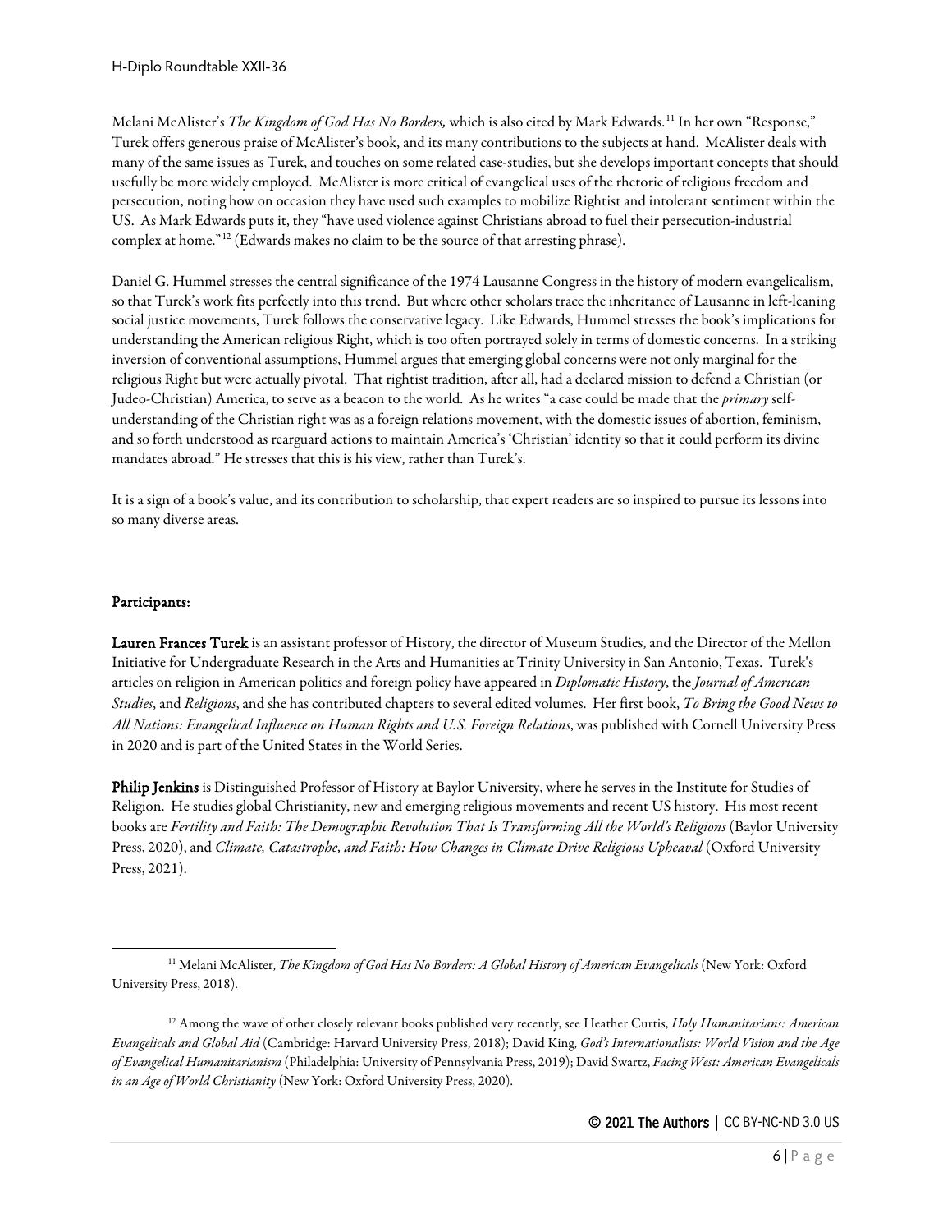Melani McAlister's *The Kingdom of God Has No Borders,* which is also cited by Mark Edwards.[11] In her own "Response," Turek offers generous praise of McAlister's book, and its many contributions to the subjects at hand. McAlister deals with many of the same issues as Turek, and touches on some related case-studies, but she develops important concepts that should usefully be more widely employed. McAlister is more critical of evangelical uses of the rhetoric of religious freedom and persecution, noting how on occasion they have used such examples to mobilize Rightist and intolerant sentiment within the US. As Mark Edwards puts it, they "have used violence against Christians abroad to fuel their persecution-industrial complex at home."[12] (Edwards makes no claim to be the source of that arresting phrase).

Daniel G. Hummel stresses the central significance of the 1974 Lausanne Congress in the history of modern evangelicalism, so that Turek's work fits perfectly into this trend. But where other scholars trace the inheritance of Lausanne in left-leaning social justice movements, Turek follows the conservative legacy. Like Edwards, Hummel stresses the book's implications for understanding the American religious Right, which is too often portrayed solely in terms of domestic concerns. In a striking inversion of conventional assumptions, Hummel argues that emerging global concerns were not only marginal for the religious Right but were actually pivotal. That rightist tradition, after all, had a declared mission to defend a Christian (or Judeo-Christian) America, to serve as a beacon to the world. As he writes "a case could be made that the *primary* self-understanding of the Christian right was as a foreign relations movement, with the domestic issues of abortion, feminism, and so forth understood as rearguard actions to maintain America's 'Christian' identity so that it could perform its divine mandates abroad." He stresses that this is his view, rather than Turek's.

It is a sign of a book's value, and its contribution to scholarship, that expert readers are so inspired to pursue its lessons into so many diverse areas.

## Participants:

**Lauren Frances Turek** is an assistant professor of History, the director of Museum Studies, and the Director of the Mellon Initiative for Undergraduate Research in the Arts and Humanities at Trinity University in San Antonio, Texas. Turek's articles on religion in American politics and foreign policy have appeared in *Diplomatic History*, the *Journal of American Studies*, and *Religions*, and she has contributed chapters to several edited volumes. Her first book, *To Bring the Good News to All Nations: Evangelical Influence on Human Rights and U.S. Foreign Relations*, was published with Cornell University Press in 2020 and is part of the United States in the World Series.

**Philip Jenkins** is Distinguished Professor of History at Baylor University, where he serves in the Institute for Studies of Religion. He studies global Christianity, new and emerging religious movements and recent US history. His most recent books are *Fertility and Faith: The Demographic Revolution That Is Transforming All the World's Religions* (Baylor University Press, 2020), and *Climate, Catastrophe, and Faith: How Changes in Climate Drive Religious Upheaval* (Oxford University Press, 2021).

---

[11] Melani McAlister, *The Kingdom of God Has No Borders: A Global History of American Evangelicals* (New York: Oxford University Press, 2018).

[12] Among the wave of other closely relevant books published very recently, see Heather Curtis, *Holy Humanitarians: American Evangelicals and Global Aid* (Cambridge: Harvard University Press, 2018); David King, *God's Internationalists: World Vision and the Age of Evangelical Humanitarianism* (Philadelphia: University of Pennsylvania Press, 2019); David Swartz, *Facing West: American Evangelicals in an Age of World Christianity* (New York: Oxford University Press, 2020).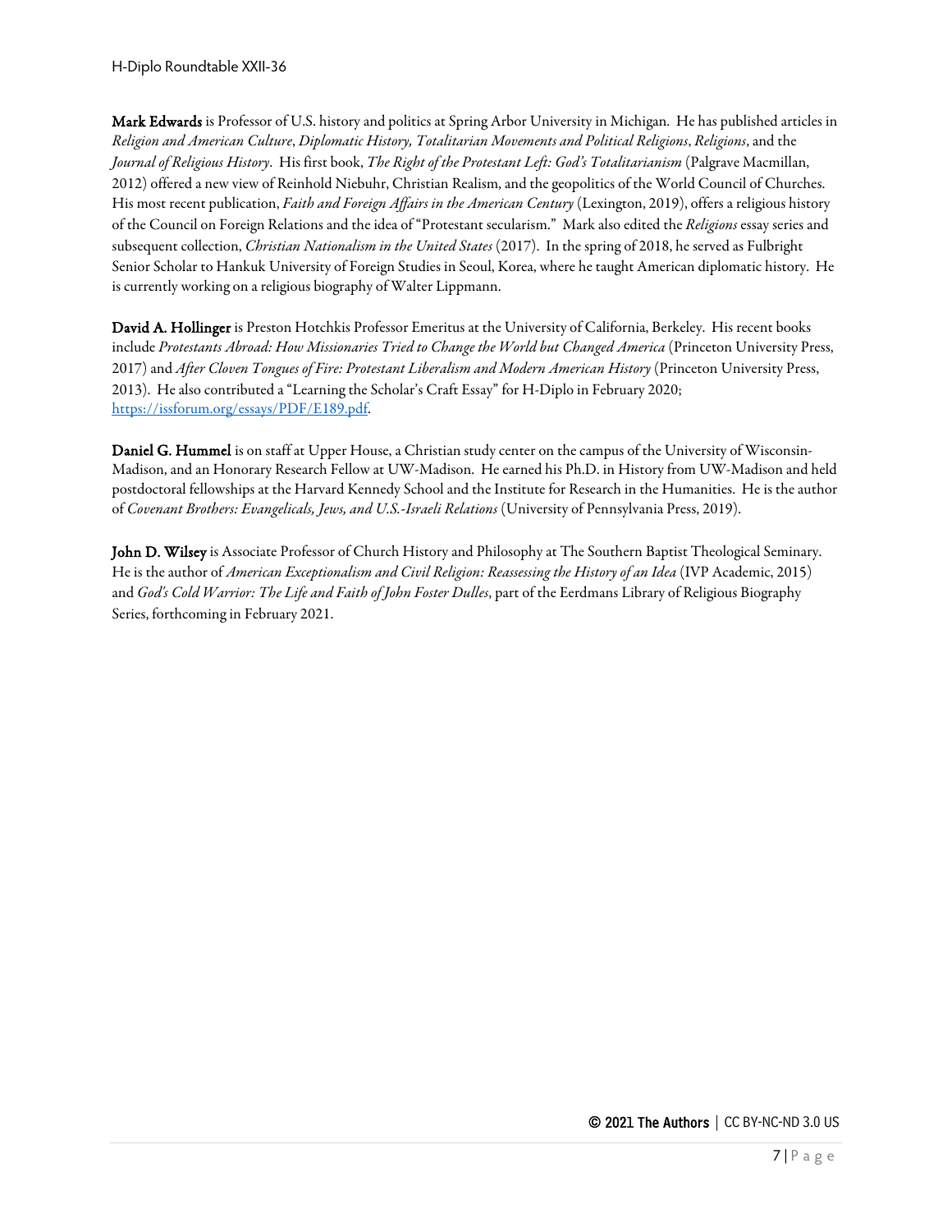**Mark Edwards** is Professor of U.S. history and politics at Spring Arbor University in Michigan. He has published articles in *Religion and American Culture*, *Diplomatic History, Totalitarian Movements and Political Religions*, *Religions*, and the *Journal of Religious History*. His first book, *The Right of the Protestant Left: God's Totalitarianism* (Palgrave Macmillan, 2012) offered a new view of Reinhold Niebuhr, Christian Realism, and the geopolitics of the World Council of Churches. His most recent publication, *Faith and Foreign Affairs in the American Century* (Lexington, 2019), offers a religious history of the Council on Foreign Relations and the idea of "Protestant secularism." Mark also edited the *Religions* essay series and subsequent collection, *Christian Nationalism in the United States* (2017). In the spring of 2018, he served as Fulbright Senior Scholar to Hankuk University of Foreign Studies in Seoul, Korea, where he taught American diplomatic history. He is currently working on a religious biography of Walter Lippmann.

**David A. Hollinger** is Preston Hotchkis Professor Emeritus at the University of California, Berkeley. His recent books include *Protestants Abroad: How Missionaries Tried to Change the World but Changed America* (Princeton University Press, 2017) and *After Cloven Tongues of Fire: Protestant Liberalism and Modern American History* (Princeton University Press, 2013). He also contributed a "Learning the Scholar's Craft Essay" for H-Diplo in February 2020; https://issforum.org/essays/PDF/E189.pdf.

**Daniel G. Hummel** is on staff at Upper House, a Christian study center on the campus of the University of Wisconsin-Madison, and an Honorary Research Fellow at UW-Madison. He earned his Ph.D. in History from UW-Madison and held postdoctoral fellowships at the Harvard Kennedy School and the Institute for Research in the Humanities. He is the author of *Covenant Brothers: Evangelicals, Jews, and U.S.-Israeli Relations* (University of Pennsylvania Press, 2019).

**John D. Wilsey** is Associate Professor of Church History and Philosophy at The Southern Baptist Theological Seminary. He is the author of *American Exceptionalism and Civil Religion: Reassessing the History of an Idea* (IVP Academic, 2015) and *God's Cold Warrior: The Life and Faith of John Foster Dulles*, part of the Eerdmans Library of Religious Biography Series, forthcoming in February 2021.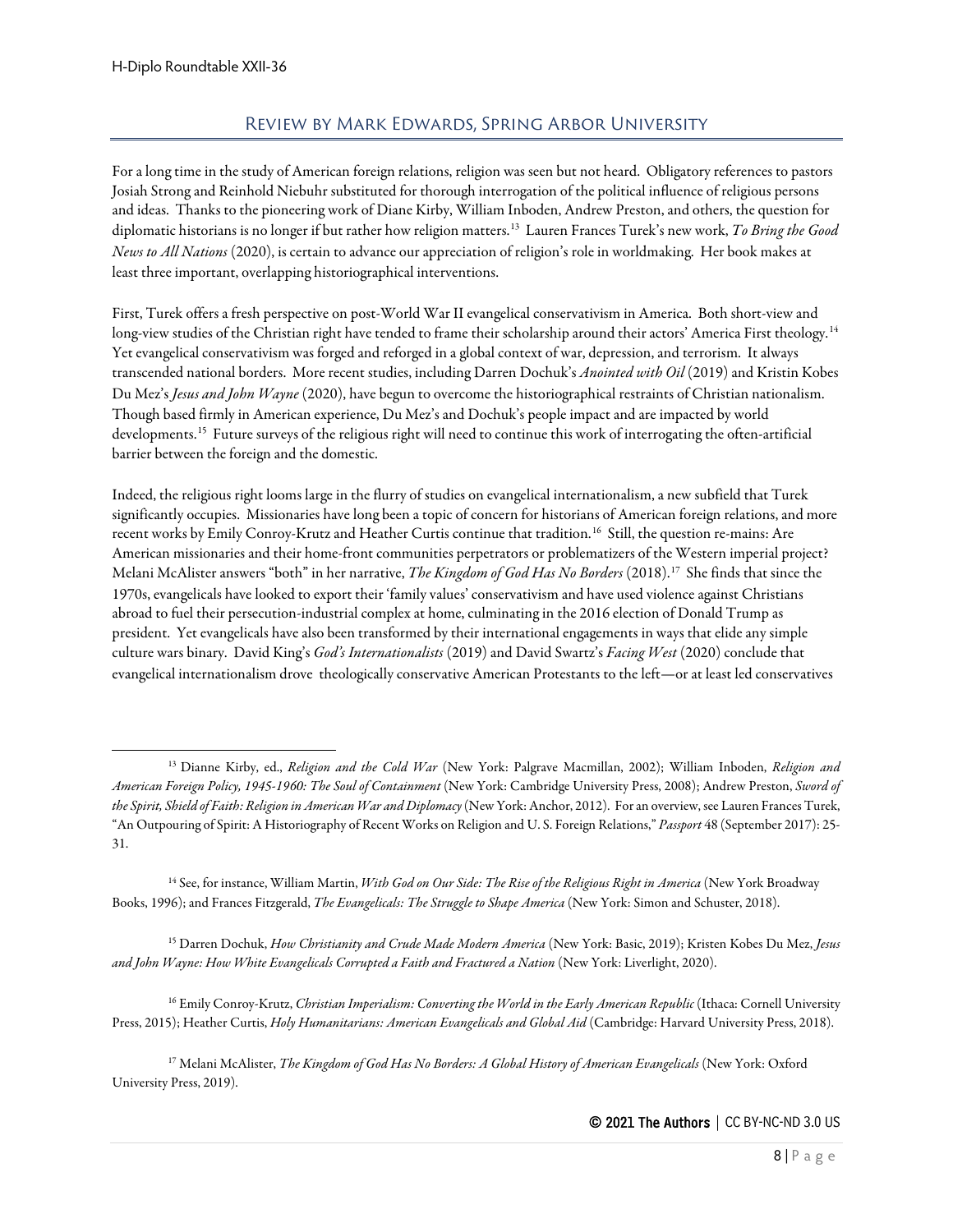## Review by Mark Edwards, Spring Arbor University

For a long time in the study of American foreign relations, religion was seen but not heard. Obligatory references to pastors Josiah Strong and Reinhold Niebuhr substituted for thorough interrogation of the political influence of religious persons and ideas. Thanks to the pioneering work of Diane Kirby, William Inboden, Andrew Preston, and others, the question for diplomatic historians is no longer if but rather how religion matters.[13] Lauren Frances Turek's new work, *To Bring the Good News to All Nations* (2020), is certain to advance our appreciation of religion's role in worldmaking. Her book makes at least three important, overlapping historiographical interventions.

First, Turek offers a fresh perspective on post-World War II evangelical conservativism in America. Both short-view and long-view studies of the Christian right have tended to frame their scholarship around their actors' America First theology.[14] Yet evangelical conservativism was forged and reforged in a global context of war, depression, and terrorism. It always transcended national borders. More recent studies, including Darren Dochuk's *Anointed with Oil* (2019) and Kristin Kobes Du Mez's *Jesus and John Wayne* (2020), have begun to overcome the historiographical restraints of Christian nationalism. Though based firmly in American experience, Du Mez's and Dochuk's people impact and are impacted by world developments.[15] Future surveys of the religious right will need to continue this work of interrogating the often-artificial barrier between the foreign and the domestic.

Indeed, the religious right looms large in the flurry of studies on evangelical internationalism, a new subfield that Turek significantly occupies. Missionaries have long been a topic of concern for historians of American foreign relations, and more recent works by Emily Conroy-Krutz and Heather Curtis continue that tradition.[16] Still, the question re-mains: Are American missionaries and their home-front communities perpetrators or problematizers of the Western imperial project? Melani McAlister answers "both" in her narrative, *The Kingdom of God Has No Borders* (2018).[17] She finds that since the 1970s, evangelicals have looked to export their 'family values' conservatism and have used violence against Christians abroad to fuel their persecution-industrial complex at home, culminating in the 2016 election of Donald Trump as president. Yet evangelicals have also been transformed by their international engagements in ways that elide any simple culture wars binary. David King's *God's Internationalists* (2019) and David Swartz's *Facing West* (2020) conclude that evangelical internationalism drove theologically conservative American Protestants to the left—or at least led conservatives

---

[13] Dianne Kirby, ed., *Religion and the Cold War* (New York: Palgrave Macmillan, 2002); William Inboden, *Religion and American Foreign Policy, 1945-1960: The Soul of Containment* (New York: Cambridge University Press, 2008); Andrew Preston, *Sword of the Spirit, Shield of Faith: Religion in American War and Diplomacy* (New York: Anchor, 2012). For an overview, see Lauren Frances Turek, "An Outpouring of Spirit: A Historiography of Recent Works on Religion and U. S. Foreign Relations," *Passport* 48 (September 2017): 25-31.

[14] See, for instance, William Martin, *With God on Our Side: The Rise of the Religious Right in America* (New York Broadway Books, 1996); and Frances Fitzgerald, *The Evangelicals: The Struggle to Shape America* (New York: Simon and Schuster, 2018).

[15] Darren Dochuk, *How Christianity and Crude Made Modern America* (New York: Basic, 2019); Kristen Kobes Du Mez, *Jesus and John Wayne: How White Evangelicals Corrupted a Faith and Fractured a Nation* (New York: Liverlight, 2020).

[16] Emily Conroy-Krutz, *Christian Imperialism: Converting the World in the Early American Republic* (Ithaca: Cornell University Press, 2015); Heather Curtis, *Holy Humanitarians: American Evangelicals and Global Aid* (Cambridge: Harvard University Press, 2018).

[17] Melani McAlister, *The Kingdom of God Has No Borders: A Global History of American Evangelicals* (New York: Oxford University Press, 2019).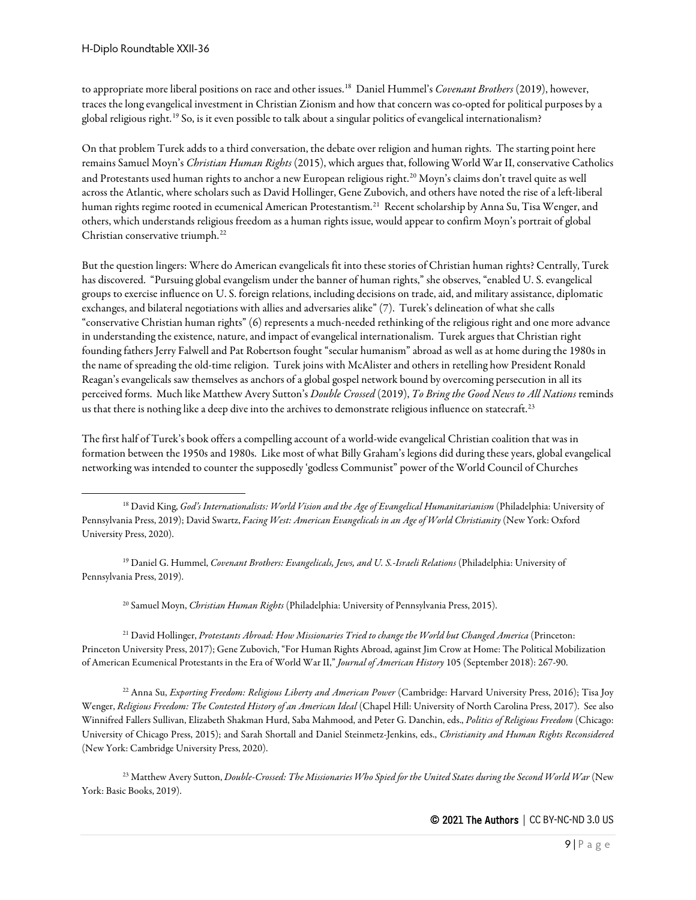to appropriate more liberal positions on race and other issues.[18] Daniel Hummel's *Covenant Brothers* (2019), however, traces the long evangelical investment in Christian Zionism and how that concern was co-opted for political purposes by a global religious right.[19] So, is it even possible to talk about a singular politics of evangelical internationalism?

On that problem Turek adds to a third conversation, the debate over religion and human rights. The starting point here remains Samuel Moyn's *Christian Human Rights* (2015), which argues that, following World War II, conservative Catholics and Protestants used human rights to anchor a new European religious right.[20] Moyn's claims don't travel quite as well across the Atlantic, where scholars such as David Hollinger, Gene Zubovich, and others have noted the rise of a left-liberal human rights regime rooted in ecumenical American Protestantism.[21] Recent scholarship by Anna Su, Tisa Wenger, and others, which understands religious freedom as a human rights issue, would appear to confirm Moyn's portrait of global Christian conservative triumph.[22]

But the question lingers: Where do American evangelicals fit into these stories of Christian human rights? Centrally, Turek has discovered. "Pursuing global evangelism under the banner of human rights," she observes, "enabled U. S. evangelical groups to exercise influence on U. S. foreign relations, including decisions on trade, aid, and military assistance, diplomatic exchanges, and bilateral negotiations with allies and adversaries alike" (7). Turek's delineation of what she calls "conservative Christian human rights" (6) represents a much-needed rethinking of the religious right and one more advance in understanding the existence, nature, and impact of evangelical internationalism. Turek argues that Christian right founding fathers Jerry Falwell and Pat Robertson fought "secular humanism" abroad as well as at home during the 1980s in the name of spreading the old-time religion. Turek joins with McAlister and others in retelling how President Ronald Reagan's evangelicals saw themselves as anchors of a global gospel network bound by overcoming persecution in all its perceived forms. Much like Matthew Avery Sutton's *Double Crossed* (2019), *To Bring the Good News to All Nations* reminds us that there is nothing like a deep dive into the archives to demonstrate religious influence on statecraft.[23]

The first half of Turek's book offers a compelling account of a world-wide evangelical Christian coalition that was in formation between the 1950s and 1980s. Like most of what Billy Graham's legions did during these years, global evangelical networking was intended to counter the supposedly 'godless Communist" power of the World Council of Churches

---

[18] David King, *God's Internationalists: World Vision and the Age of Evangelical Humanitarianism* (Philadelphia: University of Pennsylvania Press, 2019); David Swartz, *Facing West: American Evangelicals in an Age of World Christianity* (New York: Oxford University Press, 2020).

[19] Daniel G. Hummel, *Covenant Brothers: Evangelicals, Jews, and U. S.-Israeli Relations* (Philadelphia: University of Pennsylvania Press, 2019).

[20] Samuel Moyn, *Christian Human Rights* (Philadelphia: University of Pennsylvania Press, 2015).

[21] David Hollinger, *Protestants Abroad: How Missionaries Tried to change the World but Changed America* (Princeton: Princeton University Press, 2017); Gene Zubovich, "For Human Rights Abroad, against Jim Crow at Home: The Political Mobilization of American Ecumenical Protestants in the Era of World War II," *Journal of American History* 105 (September 2018): 267-90.

[22] Anna Su, *Exporting Freedom: Religious Liberty and American Power* (Cambridge: Harvard University Press, 2016); Tisa Joy Wenger, *Religious Freedom: The Contested History of an American Ideal* (Chapel Hill: University of North Carolina Press, 2017). See also Winnifred Fallers Sullivan, Elizabeth Shakman Hurd, Saba Mahmood, and Peter G. Danchin, eds., *Politics of Religious Freedom* (Chicago: University of Chicago Press, 2015); and Sarah Shortall and Daniel Steinmetz-Jenkins, eds., *Christianity and Human Rights Reconsidered* (New York: Cambridge University Press, 2020).

[23] Matthew Avery Sutton, *Double-Crossed: The Missionaries Who Spied for the United States during the Second World War* (New York: Basic Books, 2019).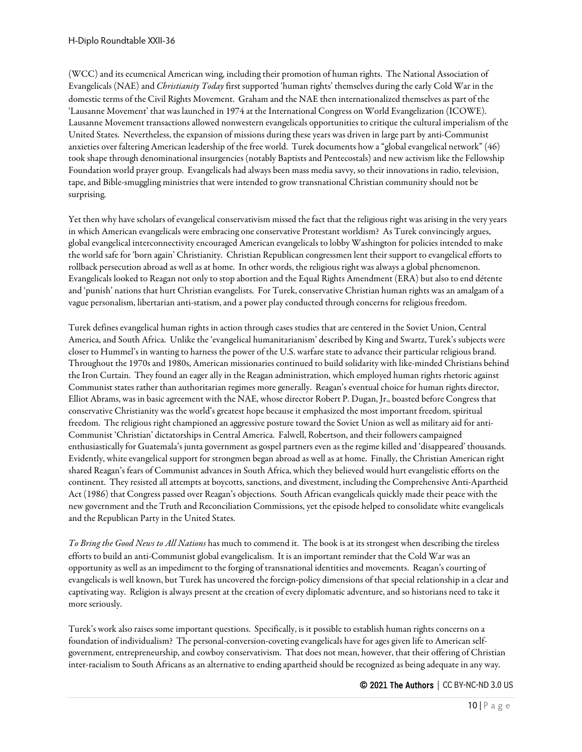(WCC) and its ecumenical American wing, including their promotion of human rights. The National Association of Evangelicals (NAE) and *Christianity Today* first supported 'human rights' themselves during the early Cold War in the domestic terms of the Civil Rights Movement. Graham and the NAE then internationalized themselves as part of the 'Lausanne Movement' that was launched in 1974 at the International Congress on World Evangelization (ICOWE). Lausanne Movement transactions allowed nonwestern evangelicals opportunities to critique the cultural imperialism of the United States. Nevertheless, the expansion of missions during these years was driven in large part by anti-Communist anxieties over faltering American leadership of the free world. Turek documents how a "global evangelical network" (46) took shape through denominational insurgencies (notably Baptists and Pentecostals) and new activism like the Fellowship Foundation world prayer group. Evangelicals had always been mass media savvy, so their innovations in radio, television, tape, and Bible-smuggling ministries that were intended to grow transnational Christian community should not be surprising.

Yet then why have scholars of evangelical conservativism missed the fact that the religious right was arising in the very years in which American evangelicals were embracing one conservative Protestant worldism? As Turek convincingly argues, global evangelical interconnectivity encouraged American evangelicals to lobby Washington for policies intended to make the world safe for 'born again' Christianity. Christian Republican congressmen lent their support to evangelical efforts to rollback persecution abroad as well as at home. In other words, the religious right was always a global phenomenon. Evangelicals looked to Reagan not only to stop abortion and the Equal Rights Amendment (ERA) but also to end détente and 'punish' nations that hurt Christian evangelists. For Turek, conservative Christian human rights was an amalgam of a vague personalism, libertarian anti-statism, and a power play conducted through concerns for religious freedom.

Turek defines evangelical human rights in action through cases studies that are centered in the Soviet Union, Central America, and South Africa. Unlike the 'evangelical humanitarianism' described by King and Swartz, Turek's subjects were closer to Hummel's in wanting to harness the power of the U.S. warfare state to advance their particular religious brand. Throughout the 1970s and 1980s, American missionaries continued to build solidarity with like-minded Christians behind the Iron Curtain. They found an eager ally in the Reagan administration, which employed human rights rhetoric against Communist states rather than authoritarian regimes more generally. Reagan's eventual choice for human rights director, Elliot Abrams, was in basic agreement with the NAE, whose director Robert P. Dugan, Jr., boasted before Congress that conservative Christianity was the world's greatest hope because it emphasized the most important freedom, spiritual freedom. The religious right championed an aggressive posture toward the Soviet Union as well as military aid for anti-Communist 'Christian' dictatorships in Central America. Falwell, Robertson, and their followers campaigned enthusiastically for Guatemala's junta government as gospel partners even as the regime killed and 'disappeared' thousands. Evidently, white evangelical support for strongmen began abroad as well as at home. Finally, the Christian American right shared Reagan's fears of Communist advances in South Africa, which they believed would hurt evangelistic efforts on the continent. They resisted all attempts at boycotts, sanctions, and divestment, including the Comprehensive Anti-Apartheid Act (1986) that Congress passed over Reagan's objections. South African evangelicals quickly made their peace with the new government and the Truth and Reconciliation Commissions, yet the episode helped to consolidate white evangelicals and the Republican Party in the United States.

*To Bring the Good News to All Nations* has much to commend it. The book is at its strongest when describing the tireless efforts to build an anti-Communist global evangelicalism. It is an important reminder that the Cold War was an opportunity as well as an impediment to the forging of transnational identities and movements. Reagan's courting of evangelicals is well known, but Turek has uncovered the foreign-policy dimensions of that special relationship in a clear and captivating way. Religion is always present at the creation of every diplomatic adventure, and so historians need to take it more seriously.

Turek's work also raises some important questions. Specifically, is it possible to establish human rights concerns on a foundation of individualism? The personal-conversion-coveting evangelicals have for ages given life to American self-government, entrepreneurship, and cowboy conservativism. That does not mean, however, that their offering of Christian inter-racialism to South Africans as an alternative to ending apartheid should be recognized as being adequate in any way.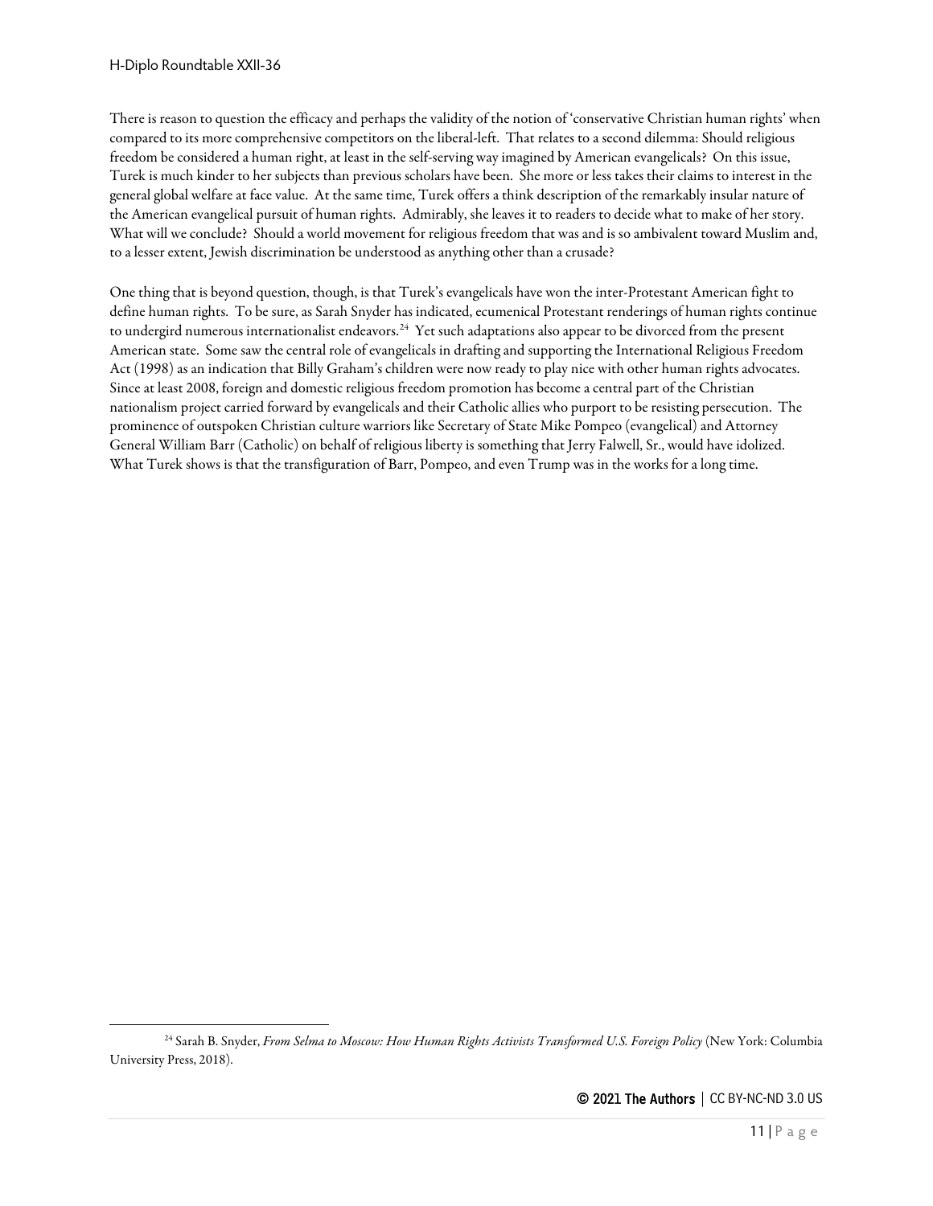There is reason to question the efficacy and perhaps the validity of the notion of 'conservative Christian human rights' when compared to its more comprehensive competitors on the liberal-left. That relates to a second dilemma: Should religious freedom be considered a human right, at least in the self-serving way imagined by American evangelicals? On this issue, Turek is much kinder to her subjects than previous scholars have been. She more or less takes their claims to interest in the general global welfare at face value. At the same time, Turek offers a think description of the remarkably insular nature of the American evangelical pursuit of human rights. Admirably, she leaves it to readers to decide what to make of her story. What will we conclude? Should a world movement for religious freedom that was and is so ambivalent toward Muslim and, to a lesser extent, Jewish discrimination be understood as anything other than a crusade?

One thing that is beyond question, though, is that Turek's evangelicals have won the inter-Protestant American fight to define human rights. To be sure, as Sarah Snyder has indicated, ecumenical Protestant renderings of human rights continue to undergird numerous internationalist endeavors.[24] Yet such adaptations also appear to be divorced from the present American state. Some saw the central role of evangelicals in drafting and supporting the International Religious Freedom Act (1998) as an indication that Billy Graham's children were now ready to play nice with other human rights advocates. Since at least 2008, foreign and domestic religious freedom promotion has become a central part of the Christian nationalism project carried forward by evangelicals and their Catholic allies who purport to be resisting persecution. The prominence of outspoken Christian culture warriors like Secretary of State Mike Pompeo (evangelical) and Attorney General William Barr (Catholic) on behalf of religious liberty is something that Jerry Falwell, Sr., would have idolized. What Turek shows is that the transfiguration of Barr, Pompeo, and even Trump was in the works for a long time.

[24] Sarah B. Snyder, *From Selma to Moscow: How Human Rights Activists Transformed U.S. Foreign Policy* (New York: Columbia University Press, 2018).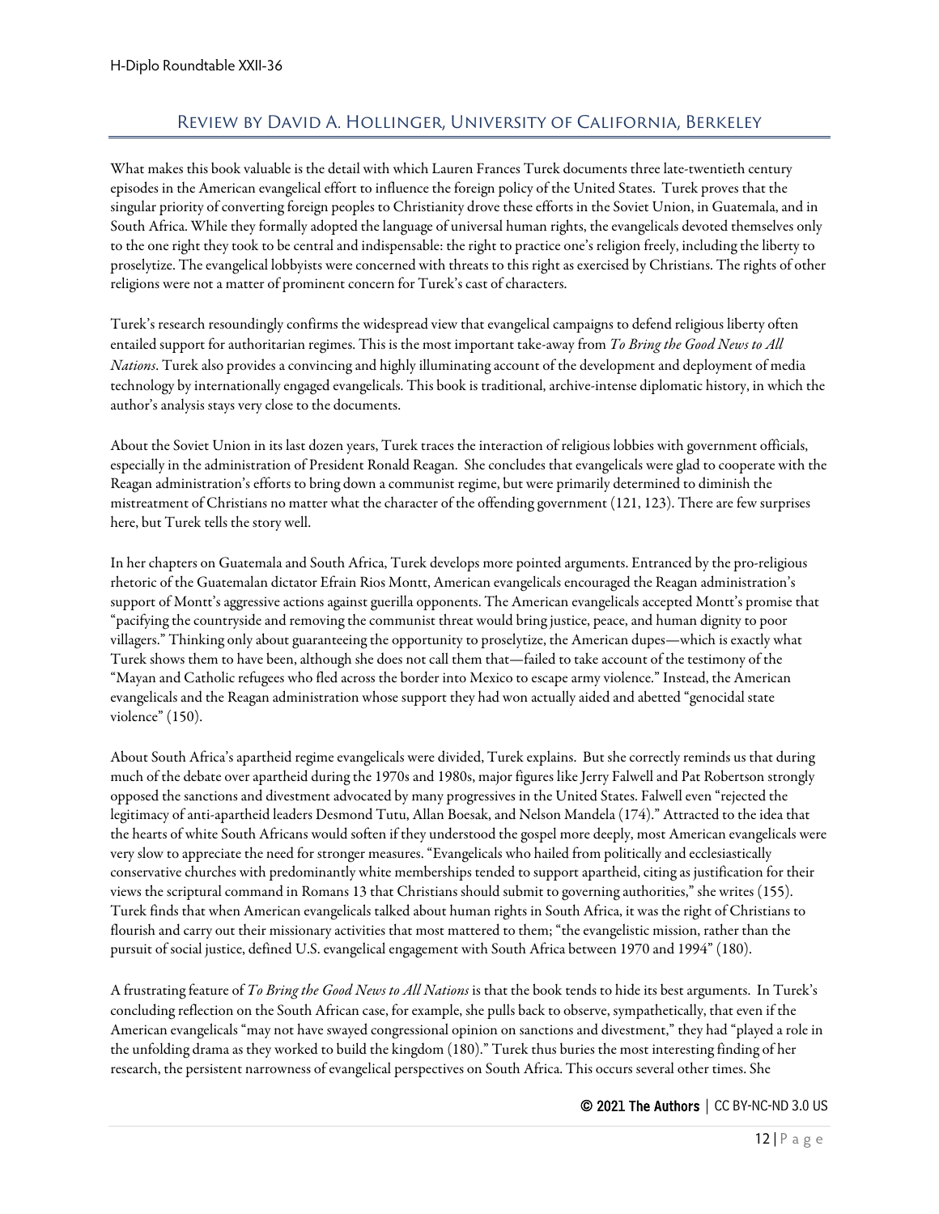## Review by David A. Hollinger, University of California, Berkeley

What makes this book valuable is the detail with which Lauren Frances Turek documents three late-twentieth century episodes in the American evangelical effort to influence the foreign policy of the United States. Turek proves that the singular priority of converting foreign peoples to Christianity drove these efforts in the Soviet Union, in Guatemala, and in South Africa. While they formally adopted the language of universal human rights, the evangelicals devoted themselves only to the one right they took to be central and indispensable: the right to practice one's religion freely, including the liberty to proselytize. The evangelical lobbyists were concerned with threats to this right as exercised by Christians. The rights of other religions were not a matter of prominent concern for Turek's cast of characters.

Turek's research resoundingly confirms the widespread view that evangelical campaigns to defend religious liberty often entailed support for authoritarian regimes. This is the most important take-away from *To Bring the Good News to All Nations*. Turek also provides a convincing and highly illuminating account of the development and deployment of media technology by internationally engaged evangelicals. This book is traditional, archive-intense diplomatic history, in which the author's analysis stays very close to the documents.

About the Soviet Union in its last dozen years, Turek traces the interaction of religious lobbies with government officials, especially in the administration of President Ronald Reagan. She concludes that evangelicals were glad to cooperate with the Reagan administration's efforts to bring down a communist regime, but were primarily determined to diminish the mistreatment of Christians no matter what the character of the offending government (121, 123). There are few surprises here, but Turek tells the story well.

In her chapters on Guatemala and South Africa, Turek develops more pointed arguments. Entranced by the pro-religious rhetoric of the Guatemalan dictator Efrain Rios Montt, American evangelicals encouraged the Reagan administration's support of Montt's aggressive actions against guerilla opponents. The American evangelicals accepted Montt's promise that "pacifying the countryside and removing the communist threat would bring justice, peace, and human dignity to poor villagers." Thinking only about guaranteeing the opportunity to proselytize, the American dupes—which is exactly what Turek shows them to have been, although she does not call them that—failed to take account of the testimony of the "Mayan and Catholic refugees who fled across the border into Mexico to escape army violence." Instead, the American evangelicals and the Reagan administration whose support they had won actually aided and abetted "genocidal state violence" (150).

About South Africa's apartheid regime evangelicals were divided, Turek explains. But she correctly reminds us that during much of the debate over apartheid during the 1970s and 1980s, major figures like Jerry Falwell and Pat Robertson strongly opposed the sanctions and divestment advocated by many progressives in the United States. Falwell even "rejected the legitimacy of anti-apartheid leaders Desmond Tutu, Allan Boesak, and Nelson Mandela (174)." Attracted to the idea that the hearts of white South Africans would soften if they understood the gospel more deeply, most American evangelicals were very slow to appreciate the need for stronger measures. "Evangelicals who hailed from politically and ecclesiastically conservative churches with predominantly white memberships tended to support apartheid, citing as justification for their views the scriptural command in Romans 13 that Christians should submit to governing authorities," she writes (155). Turek finds that when American evangelicals talked about human rights in South Africa, it was the right of Christians to flourish and carry out their missionary activities that most mattered to them; "the evangelistic mission, rather than the pursuit of social justice, defined U.S. evangelical engagement with South Africa between 1970 and 1994" (180).

A frustrating feature of *To Bring the Good News to All Nations* is that the book tends to hide its best arguments. In Turek's concluding reflection on the South African case, for example, she pulls back to observe, sympathetically, that even if the American evangelicals "may not have swayed congressional opinion on sanctions and divestment," they had "played a role in the unfolding drama as they worked to build the kingdom (180)." Turek thus buries the most interesting finding of her research, the persistent narrowness of evangelical perspectives on South Africa. This occurs several other times. She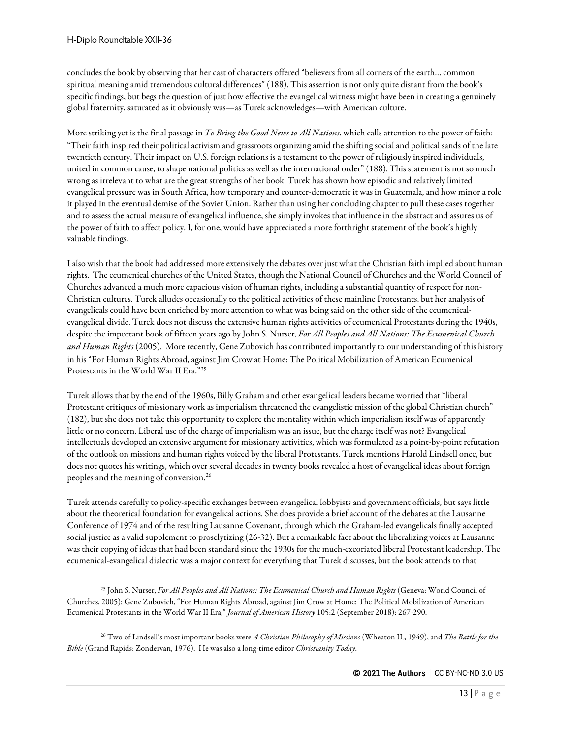concludes the book by observing that her cast of characters offered "believers from all corners of the earth… common spiritual meaning amid tremendous cultural differences" (188). This assertion is not only quite distant from the book's specific findings, but begs the question of just how effective the evangelical witness might have been in creating a genuinely global fraternity, saturated as it obviously was—as Turek acknowledges—with American culture.

More striking yet is the final passage in *To Bring the Good News to All Nations*, which calls attention to the power of faith: "Their faith inspired their political activism and grassroots organizing amid the shifting social and political sands of the late twentieth century. Their impact on U.S. foreign relations is a testament to the power of religiously inspired individuals, united in common cause, to shape national politics as well as the international order" (188). This statement is not so much wrong as irrelevant to what are the great strengths of her book. Turek has shown how episodic and relatively limited evangelical pressure was in South Africa, how temporary and counter-democratic it was in Guatemala, and how minor a role it played in the eventual demise of the Soviet Union. Rather than using her concluding chapter to pull these cases together and to assess the actual measure of evangelical influence, she simply invokes that influence in the abstract and assures us of the power of faith to affect policy. I, for one, would have appreciated a more forthright statement of the book's highly valuable findings.

I also wish that the book had addressed more extensively the debates over just what the Christian faith implied about human rights. The ecumenical churches of the United States, though the National Council of Churches and the World Council of Churches advanced a much more capacious vision of human rights, including a substantial quantity of respect for non-Christian cultures. Turek alludes occasionally to the political activities of these mainline Protestants, but her analysis of evangelicals could have been enriched by more attention to what was being said on the other side of the ecumenical-evangelical divide. Turek does not discuss the extensive human rights activities of ecumenical Protestants during the 1940s, despite the important book of fifteen years ago by John S. Nurser, *For All Peoples and All Nations: The Ecumenical Church and Human Rights* (2005). More recently, Gene Zubovich has contributed importantly to our understanding of this history in his "For Human Rights Abroad, against Jim Crow at Home: The Political Mobilization of American Ecumenical Protestants in the World War II Era."[25]

Turek allows that by the end of the 1960s, Billy Graham and other evangelical leaders became worried that "liberal Protestant critiques of missionary work as imperialism threatened the evangelistic mission of the global Christian church" (182), but she does not take this opportunity to explore the mentality within which imperialism itself was of apparently little or no concern. Liberal use of the charge of imperialism was an issue, but the charge itself was not? Evangelical intellectuals developed an extensive argument for missionary activities, which was formulated as a point-by-point refutation of the outlook on missions and human rights voiced by the liberal Protestants. Turek mentions Harold Lindsell once, but does not quotes his writings, which over several decades in twenty books revealed a host of evangelical ideas about foreign peoples and the meaning of conversion.[26]

Turek attends carefully to policy-specific exchanges between evangelical lobbyists and government officials, but says little about the theoretical foundation for evangelical actions. She does provide a brief account of the debates at the Lausanne Conference of 1974 and of the resulting Lausanne Covenant, through which the Graham-led evangelicals finally accepted social justice as a valid supplement to proselytizing (26-32). But a remarkable fact about the liberalizing voices at Lausanne was their copying of ideas that had been standard since the 1930s for the much-excoriated liberal Protestant leadership. The ecumenical-evangelical dialectic was a major context for everything that Turek discusses, but the book attends to that

---

[25] John S. Nurser, *For All Peoples and All Nations: The Ecumenical Church and Human Rights* (Geneva: World Council of Churches, 2005); Gene Zubovich, "For Human Rights Abroad, against Jim Crow at Home: The Political Mobilization of American Ecumenical Protestants in the World War II Era," *Journal of American History* 105:2 (September 2018): 267-290.

[26] Two of Lindsell's most important books were *A Christian Philosophy of Missions* (Wheaton IL, 1949), and *The Battle for the Bible* (Grand Rapids: Zondervan, 1976). He was also a long-time editor *Christianity Today*.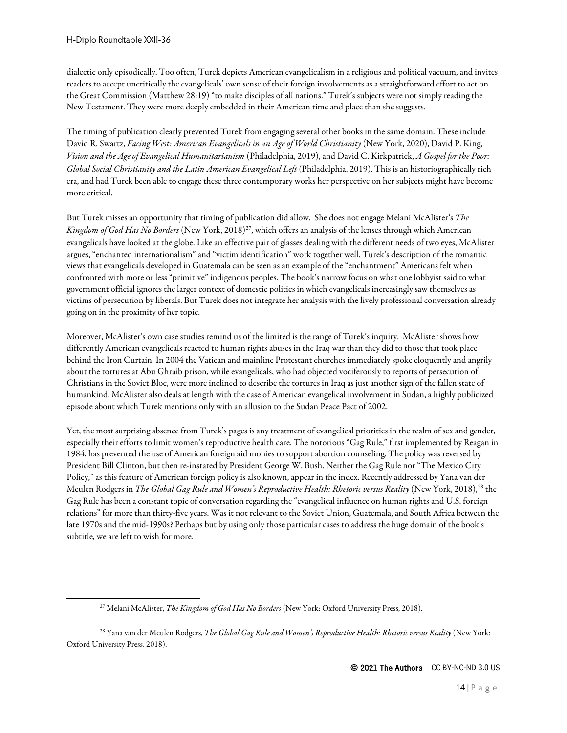dialectic only episodically. Too often, Turek depicts American evangelicalism in a religious and political vacuum, and invites readers to accept uncritically the evangelicals' own sense of their foreign involvements as a straightforward effort to act on the Great Commission (Matthew 28:19) "to make disciples of all nations." Turek's subjects were not simply reading the New Testament. They were more deeply embedded in their American time and place than she suggests.

The timing of publication clearly prevented Turek from engaging several other books in the same domain. These include David R. Swartz, *Facing West: American Evangelicals in an Age of World Christianity* (New York, 2020), David P. King, *Vision and the Age of Evangelical Humanitarianism* (Philadelphia, 2019), and David C. Kirkpatrick, *A Gospel for the Poor: Global Social Christianity and the Latin American Evangelical Left* (Philadelphia, 2019). This is an historiographically rich era, and had Turek been able to engage these three contemporary works her perspective on her subjects might have become more critical.

But Turek misses an opportunity that timing of publication did allow. She does not engage Melani McAlister's *The Kingdom of God Has No Borders* (New York, 2018)[27], which offers an analysis of the lenses through which American evangelicals have looked at the globe. Like an effective pair of glasses dealing with the different needs of two eyes, McAlister argues, "enchanted internationalism" and "victim identification" work together well. Turek's description of the romantic views that evangelicals developed in Guatemala can be seen as an example of the "enchantment" Americans felt when confronted with more or less "primitive" indigenous peoples. The book's narrow focus on what one lobbyist said to what government official ignores the larger context of domestic politics in which evangelicals increasingly saw themselves as victims of persecution by liberals. But Turek does not integrate her analysis with the lively professional conversation already going on in the proximity of her topic.

Moreover, McAlister's own case studies remind us of the limited is the range of Turek's inquiry. McAlister shows how differently American evangelicals reacted to human rights abuses in the Iraq war than they did to those that took place behind the Iron Curtain. In 2004 the Vatican and mainline Protestant churches immediately spoke eloquently and angrily about the tortures at Abu Ghraib prison, while evangelicals, who had objected vociferously to reports of persecution of Christians in the Soviet Bloc, were more inclined to describe the tortures in Iraq as just another sign of the fallen state of humankind. McAlister also deals at length with the case of American evangelical involvement in Sudan, a highly publicized episode about which Turek mentions only with an allusion to the Sudan Peace Pact of 2002.

Yet, the most surprising absence from Turek's pages is any treatment of evangelical priorities in the realm of sex and gender, especially their efforts to limit women's reproductive health care. The notorious "Gag Rule," first implemented by Reagan in 1984, has prevented the use of American foreign aid monies to support abortion counseling. The policy was reversed by President Bill Clinton, but then re-instated by President George W. Bush. Neither the Gag Rule nor "The Mexico City Policy," as this feature of American foreign policy is also known, appear in the index. Recently addressed by Yana van der Meulen Rodgers in *The Global Gag Rule and Women's Reproductive Health: Rhetoric versus Reality* (New York, 2018),[28] the Gag Rule has been a constant topic of conversation regarding the "evangelical influence on human rights and U.S. foreign relations" for more than thirty-five years. Was it not relevant to the Soviet Union, Guatemala, and South Africa between the late 1970s and the mid-1990s? Perhaps but by using only those particular cases to address the huge domain of the book's subtitle, we are left to wish for more.

---

[27] Melani McAlister, *The Kingdom of God Has No Borders* (New York: Oxford University Press, 2018).

[28] Yana van der Meulen Rodgers, *The Global Gag Rule and Women's Reproductive Health: Rhetoric versus Reality* (New York: Oxford University Press, 2018).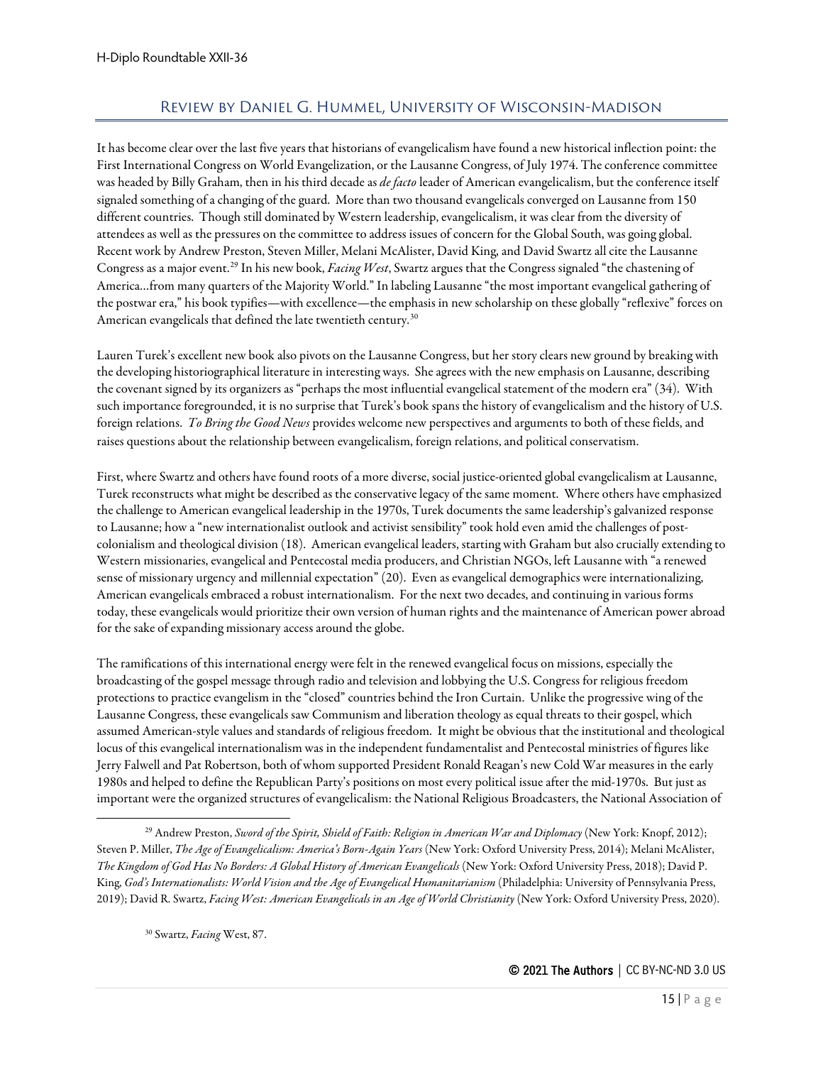## Review by Daniel G. Hummel, University of Wisconsin-Madison

It has become clear over the last five years that historians of evangelicalism have found a new historical inflection point: the First International Congress on World Evangelization, or the Lausanne Congress, of July 1974. The conference committee was headed by Billy Graham, then in his third decade as *de facto* leader of American evangelicalism, but the conference itself signaled something of a changing of the guard. More than two thousand evangelicals converged on Lausanne from 150 different countries. Though still dominated by Western leadership, evangelicalism, it was clear from the diversity of attendees as well as the pressures on the committee to address issues of concern for the Global South, was going global. Recent work by Andrew Preston, Steven Miller, Melani McAlister, David King, and David Swartz all cite the Lausanne Congress as a major event.[29] In his new book, *Facing West*, Swartz argues that the Congress signaled "the chastening of America…from many quarters of the Majority World." In labeling Lausanne "the most important evangelical gathering of the postwar era," his book typifies—with excellence—the emphasis in new scholarship on these globally "reflexive" forces on American evangelicals that defined the late twentieth century.[30]

Lauren Turek's excellent new book also pivots on the Lausanne Congress, but her story clears new ground by breaking with the developing historiographical literature in interesting ways. She agrees with the new emphasis on Lausanne, describing the covenant signed by its organizers as "perhaps the most influential evangelical statement of the modern era" (34). With such importance foregrounded, it is no surprise that Turek's book spans the history of evangelicalism and the history of U.S. foreign relations. *To Bring the Good News* provides welcome new perspectives and arguments to both of these fields, and raises questions about the relationship between evangelicalism, foreign relations, and political conservatism.

First, where Swartz and others have found roots of a more diverse, social justice-oriented global evangelicalism at Lausanne, Turek reconstructs what might be described as the conservative legacy of the same moment. Where others have emphasized the challenge to American evangelical leadership in the 1970s, Turek documents the same leadership's galvanized response to Lausanne; how a "new internationalist outlook and activist sensibility" took hold even amid the challenges of post-colonialism and theological division (18). American evangelical leaders, starting with Graham but also crucially extending to Western missionaries, evangelical and Pentecostal media producers, and Christian NGOs, left Lausanne with "a renewed sense of missionary urgency and millennial expectation" (20). Even as evangelical demographics were internationalizing, American evangelicals embraced a robust internationalism. For the next two decades, and continuing in various forms today, these evangelicals would prioritize their own version of human rights and the maintenance of American power abroad for the sake of expanding missionary access around the globe.

The ramifications of this international energy were felt in the renewed evangelical focus on missions, especially the broadcasting of the gospel message through radio and television and lobbying the U.S. Congress for religious freedom protections to practice evangelism in the "closed" countries behind the Iron Curtain. Unlike the progressive wing of the Lausanne Congress, these evangelicals saw Communism and liberation theology as equal threats to their gospel, which assumed American-style values and standards of religious freedom. It might be obvious that the institutional and theological locus of this evangelical internationalism was in the independent fundamentalist and Pentecostal ministries of figures like Jerry Falwell and Pat Robertson, both of whom supported President Ronald Reagan's new Cold War measures in the early 1980s and helped to define the Republican Party's positions on most every political issue after the mid-1970s. But just as important were the organized structures of evangelicalism: the National Religious Broadcasters, the National Association of

---

[29] Andrew Preston, *Sword of the Spirit, Shield of Faith: Religion in American War and Diplomacy* (New York: Knopf, 2012); Steven P. Miller, *The Age of Evangelicalism: America's Born-Again Years* (New York: Oxford University Press, 2014); Melani McAlister, *The Kingdom of God Has No Borders: A Global History of American Evangelicals* (New York: Oxford University Press, 2018); David P. King, *God's Internationalists: World Vision and the Age of Evangelical Humanitarianism* (Philadelphia: University of Pennsylvania Press, 2019); David R. Swartz, *Facing West: American Evangelicals in an Age of World Christianity* (New York: Oxford University Press, 2020).

[30] Swartz, *Facing* West, 87.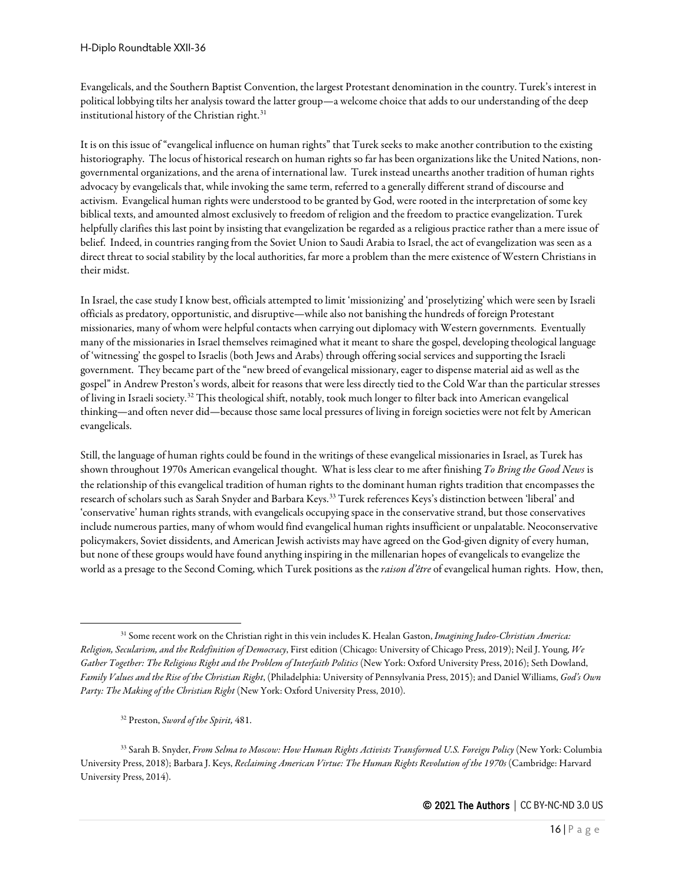Evangelicals, and the Southern Baptist Convention, the largest Protestant denomination in the country. Turek's interest in political lobbying tilts her analysis toward the latter group—a welcome choice that adds to our understanding of the deep institutional history of the Christian right.[31]

It is on this issue of "evangelical influence on human rights" that Turek seeks to make another contribution to the existing historiography. The locus of historical research on human rights so far has been organizations like the United Nations, non-governmental organizations, and the arena of international law. Turek instead unearths another tradition of human rights advocacy by evangelicals that, while invoking the same term, referred to a generally different strand of discourse and activism. Evangelical human rights were understood to be granted by God, were rooted in the interpretation of some key biblical texts, and amounted almost exclusively to freedom of religion and the freedom to practice evangelization. Turek helpfully clarifies this last point by insisting that evangelization be regarded as a religious practice rather than a mere issue of belief. Indeed, in countries ranging from the Soviet Union to Saudi Arabia to Israel, the act of evangelization was seen as a direct threat to social stability by the local authorities, far more a problem than the mere existence of Western Christians in their midst.

In Israel, the case study I know best, officials attempted to limit 'missionizing' and 'proselytizing' which were seen by Israeli officials as predatory, opportunistic, and disruptive—while also not banishing the hundreds of foreign Protestant missionaries, many of whom were helpful contacts when carrying out diplomacy with Western governments. Eventually many of the missionaries in Israel themselves reimagined what it meant to share the gospel, developing theological language of 'witnessing' the gospel to Israelis (both Jews and Arabs) through offering social services and supporting the Israeli government. They became part of the "new breed of evangelical missionary, eager to dispense material aid as well as the gospel" in Andrew Preston's words, albeit for reasons that were less directly tied to the Cold War than the particular stresses of living in Israeli society.[32] This theological shift, notably, took much longer to filter back into American evangelical thinking—and often never did—because those same local pressures of living in foreign societies were not felt by American evangelicals.

Still, the language of human rights could be found in the writings of these evangelical missionaries in Israel, as Turek has shown throughout 1970s American evangelical thought. What is less clear to me after finishing *To Bring the Good News* is the relationship of this evangelical tradition of human rights to the dominant human rights tradition that encompasses the research of scholars such as Sarah Snyder and Barbara Keys.[33] Turek references Keys's distinction between 'liberal' and 'conservative' human rights strands, with evangelicals occupying space in the conservative strand, but those conservatives include numerous parties, many of whom would find evangelical human rights insufficient or unpalatable. Neoconservative policymakers, Soviet dissidents, and American Jewish activists may have agreed on the God-given dignity of every human, but none of these groups would have found anything inspiring in the millenarian hopes of evangelicals to evangelize the world as a presage to the Second Coming, which Turek positions as the *raison d'être* of evangelical human rights. How, then,

---

[31] Some recent work on the Christian right in this vein includes K. Healan Gaston, *Imagining Judeo-Christian America: Religion, Secularism, and the Redefinition of Democracy*, First edition (Chicago: University of Chicago Press, 2019); Neil J. Young, *We Gather Together: The Religious Right and the Problem of Interfaith Politics* (New York: Oxford University Press, 2016); Seth Dowland, *Family Values and the Rise of the Christian Right*, (Philadelphia: University of Pennsylvania Press, 2015); and Daniel Williams, *God's Own Party: The Making of the Christian Right* (New York: Oxford University Press, 2010).

[32] Preston, *Sword of the Spirit,* 481.

[33] Sarah B. Snyder, *From Selma to Moscow: How Human Rights Activists Transformed U.S. Foreign Policy* (New York: Columbia University Press, 2018); Barbara J. Keys, *Reclaiming American Virtue: The Human Rights Revolution of the 1970s* (Cambridge: Harvard University Press, 2014).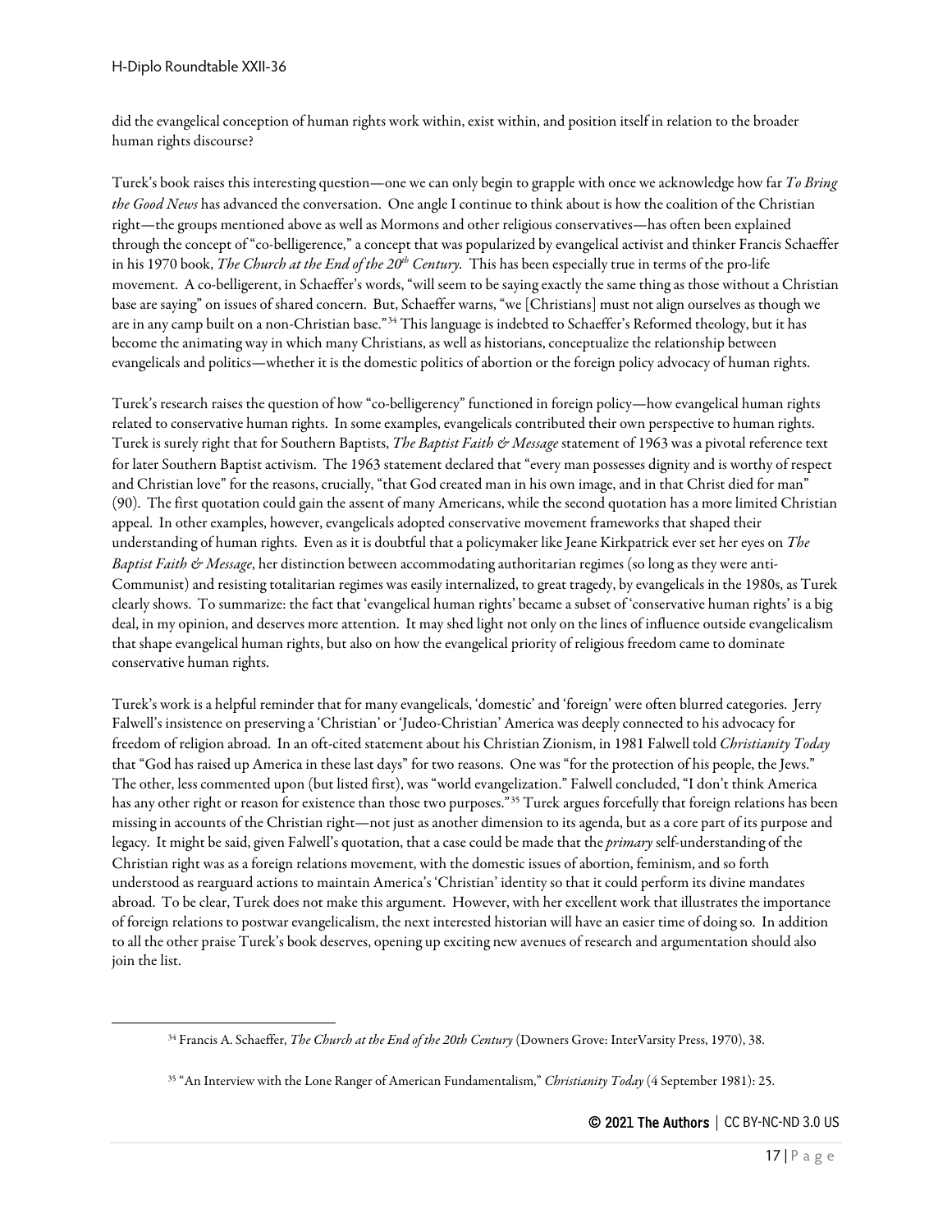did the evangelical conception of human rights work within, exist within, and position itself in relation to the broader human rights discourse?

Turek's book raises this interesting question—one we can only begin to grapple with once we acknowledge how far *To Bring the Good News* has advanced the conversation. One angle I continue to think about is how the coalition of the Christian right—the groups mentioned above as well as Mormons and other religious conservatives—has often been explained through the concept of "co-belligerence," a concept that was popularized by evangelical activist and thinker Francis Schaeffer in his 1970 book, *The Church at the End of the 20th Century.* This has been especially true in terms of the pro-life movement. A co-belligerent, in Schaeffer's words, "will seem to be saying exactly the same thing as those without a Christian base are saying" on issues of shared concern. But, Schaeffer warns, "we [Christians] must not align ourselves as though we are in any camp built on a non-Christian base."[34] This language is indebted to Schaeffer's Reformed theology, but it has become the animating way in which many Christians, as well as historians, conceptualize the relationship between evangelicals and politics—whether it is the domestic politics of abortion or the foreign policy advocacy of human rights.

Turek's research raises the question of how "co-belligerency" functioned in foreign policy—how evangelical human rights related to conservative human rights. In some examples, evangelicals contributed their own perspective to human rights. Turek is surely right that for Southern Baptists, *The Baptist Faith & Message* statement of 1963 was a pivotal reference text for later Southern Baptist activism. The 1963 statement declared that "every man possesses dignity and is worthy of respect and Christian love" for the reasons, crucially, "that God created man in his own image, and in that Christ died for man" (90). The first quotation could gain the assent of many Americans, while the second quotation has a more limited Christian appeal. In other examples, however, evangelicals adopted conservative movement frameworks that shaped their understanding of human rights. Even as it is doubtful that a policymaker like Jeane Kirkpatrick ever set her eyes on *The Baptist Faith & Message*, her distinction between accommodating authoritarian regimes (so long as they were anti-Communist) and resisting totalitarian regimes was easily internalized, to great tragedy, by evangelicals in the 1980s, as Turek clearly shows. To summarize: the fact that 'evangelical human rights' became a subset of 'conservative human rights' is a big deal, in my opinion, and deserves more attention. It may shed light not only on the lines of influence outside evangelicalism that shape evangelical human rights, but also on how the evangelical priority of religious freedom came to dominate conservative human rights.

Turek's work is a helpful reminder that for many evangelicals, 'domestic' and 'foreign' were often blurred categories. Jerry Falwell's insistence on preserving a 'Christian' or 'Judeo-Christian' America was deeply connected to his advocacy for freedom of religion abroad. In an oft-cited statement about his Christian Zionism, in 1981 Falwell told *Christianity Today* that "God has raised up America in these last days" for two reasons. One was "for the protection of his people, the Jews." The other, less commented upon (but listed first), was "world evangelization." Falwell concluded, "I don't think America has any other right or reason for existence than those two purposes."[35] Turek argues forcefully that foreign relations has been missing in accounts of the Christian right—not just as another dimension to its agenda, but as a core part of its purpose and legacy. It might be said, given Falwell's quotation, that a case could be made that the *primary* self-understanding of the Christian right was as a foreign relations movement, with the domestic issues of abortion, feminism, and so forth understood as rearguard actions to maintain America's 'Christian' identity so that it could perform its divine mandates abroad. To be clear, Turek does not make this argument. However, with her excellent work that illustrates the importance of foreign relations to postwar evangelicalism, the next interested historian will have an easier time of doing so. In addition to all the other praise Turek's book deserves, opening up exciting new avenues of research and argumentation should also join the list.

---

[34] Francis A. Schaeffer, *The Church at the End of the 20th Century* (Downers Grove: InterVarsity Press, 1970), 38.

[35] "An Interview with the Lone Ranger of American Fundamentalism," *Christianity Today* (4 September 1981): 25.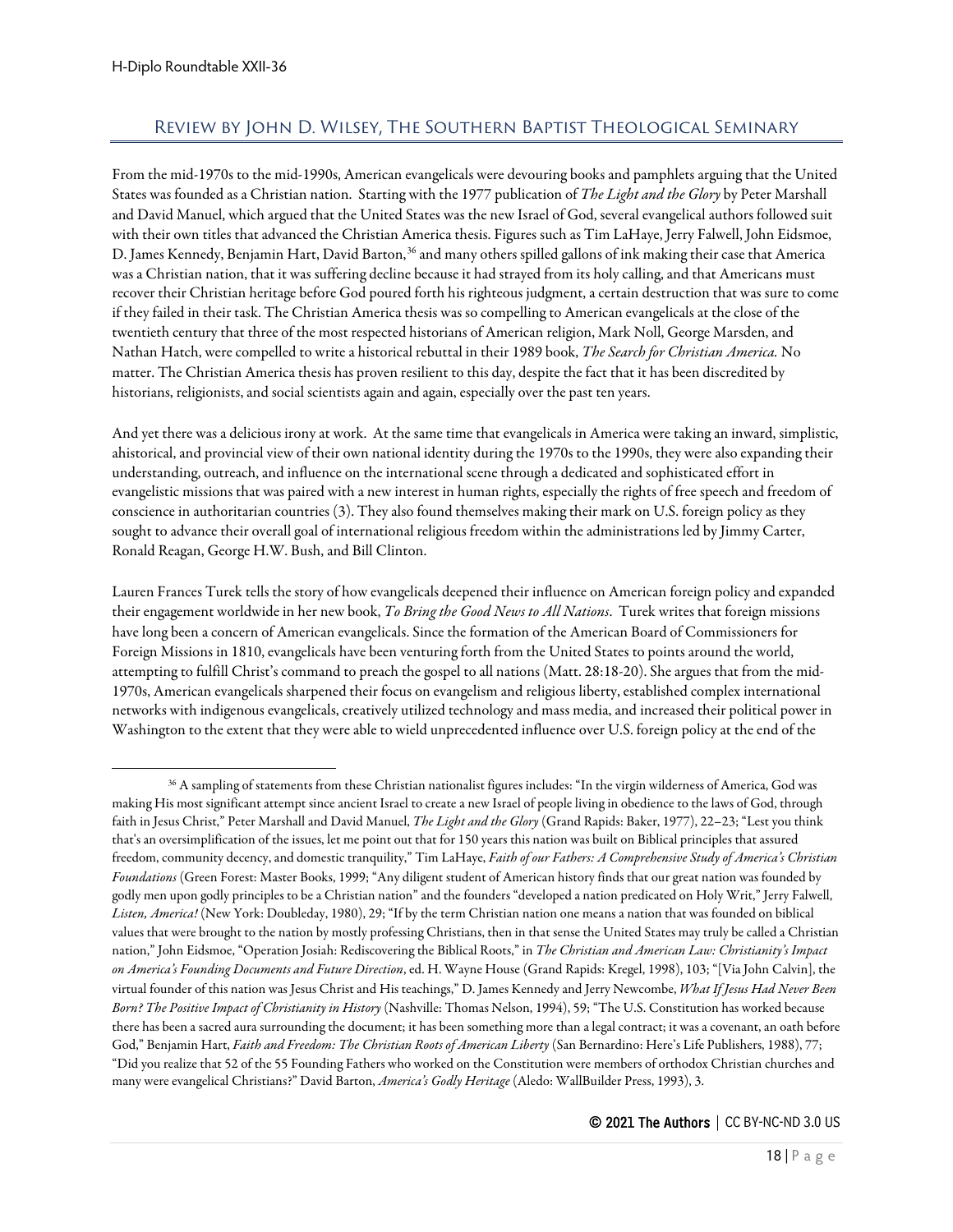## Review by John D. Wilsey, The Southern Baptist Theological Seminary

From the mid-1970s to the mid-1990s, American evangelicals were devouring books and pamphlets arguing that the United States was founded as a Christian nation. Starting with the 1977 publication of *The Light and the Glory* by Peter Marshall and David Manuel, which argued that the United States was the new Israel of God, several evangelical authors followed suit with their own titles that advanced the Christian America thesis. Figures such as Tim LaHaye, Jerry Falwell, John Eidsmoe, D. James Kennedy, Benjamin Hart, David Barton,[36] and many others spilled gallons of ink making their case that America was a Christian nation, that it was suffering decline because it had strayed from its holy calling, and that Americans must recover their Christian heritage before God poured forth his righteous judgment, a certain destruction that was sure to come if they failed in their task. The Christian America thesis was so compelling to American evangelicals at the close of the twentieth century that three of the most respected historians of American religion, Mark Noll, George Marsden, and Nathan Hatch, were compelled to write a historical rebuttal in their 1989 book, *The Search for Christian America.* No matter. The Christian America thesis has proven resilient to this day, despite the fact that it has been discredited by historians, religionists, and social scientists again and again, especially over the past ten years.

And yet there was a delicious irony at work. At the same time that evangelicals in America were taking an inward, simplistic, ahistorical, and provincial view of their own national identity during the 1970s to the 1990s, they were also expanding their understanding, outreach, and influence on the international scene through a dedicated and sophisticated effort in evangelistic missions that was paired with a new interest in human rights, especially the rights of free speech and freedom of conscience in authoritarian countries (3). They also found themselves making their mark on U.S. foreign policy as they sought to advance their overall goal of international religious freedom within the administrations led by Jimmy Carter, Ronald Reagan, George H.W. Bush, and Bill Clinton.

Lauren Frances Turek tells the story of how evangelicals deepened their influence on American foreign policy and expanded their engagement worldwide in her new book, *To Bring the Good News to All Nations*. Turek writes that foreign missions have long been a concern of American evangelicals. Since the formation of the American Board of Commissioners for Foreign Missions in 1810, evangelicals have been venturing forth from the United States to points around the world, attempting to fulfill Christ's command to preach the gospel to all nations (Matt. 28:18-20). She argues that from the mid-1970s, American evangelicals sharpened their focus on evangelism and religious liberty, established complex international networks with indigenous evangelicals, creatively utilized technology and mass media, and increased their political power in Washington to the extent that they were able to wield unprecedented influence over U.S. foreign policy at the end of the

---

[36] A sampling of statements from these Christian nationalist figures includes: "In the virgin wilderness of America, God was making His most significant attempt since ancient Israel to create a new Israel of people living in obedience to the laws of God, through faith in Jesus Christ," Peter Marshall and David Manuel, *The Light and the Glory* (Grand Rapids: Baker, 1977), 22–23; "Lest you think that's an oversimplification of the issues, let me point out that for 150 years this nation was built on Biblical principles that assured freedom, community decency, and domestic tranquility," Tim LaHaye, *Faith of our Fathers: A Comprehensive Study of America's Christian Foundations* (Green Forest: Master Books, 1999; "Any diligent student of American history finds that our great nation was founded by godly men upon godly principles to be a Christian nation" and the founders "developed a nation predicated on Holy Writ," Jerry Falwell, *Listen, America!* (New York: Doubleday, 1980), 29; "If by the term Christian nation one means a nation that was founded on biblical values that were brought to the nation by mostly professing Christians, then in that sense the United States may truly be called a Christian nation," John Eidsmoe, "Operation Josiah: Rediscovering the Biblical Roots," in *The Christian and American Law: Christianity's Impact on America's Founding Documents and Future Direction*, ed. H. Wayne House (Grand Rapids: Kregel, 1998), 103; "[Via John Calvin], the virtual founder of this nation was Jesus Christ and His teachings," D. James Kennedy and Jerry Newcombe, *What If Jesus Had Never Been Born? The Positive Impact of Christianity in History* (Nashville: Thomas Nelson, 1994), 59; "The U.S. Constitution has worked because there has been a sacred aura surrounding the document; it has been something more than a legal contract; it was a covenant, an oath before God," Benjamin Hart, *Faith and Freedom: The Christian Roots of American Liberty* (San Bernardino: Here's Life Publishers, 1988), 77; "Did you realize that 52 of the 55 Founding Fathers who worked on the Constitution were members of orthodox Christian churches and many were evangelical Christians?" David Barton, *America's Godly Heritage* (Aledo: WallBuilder Press, 1993), 3.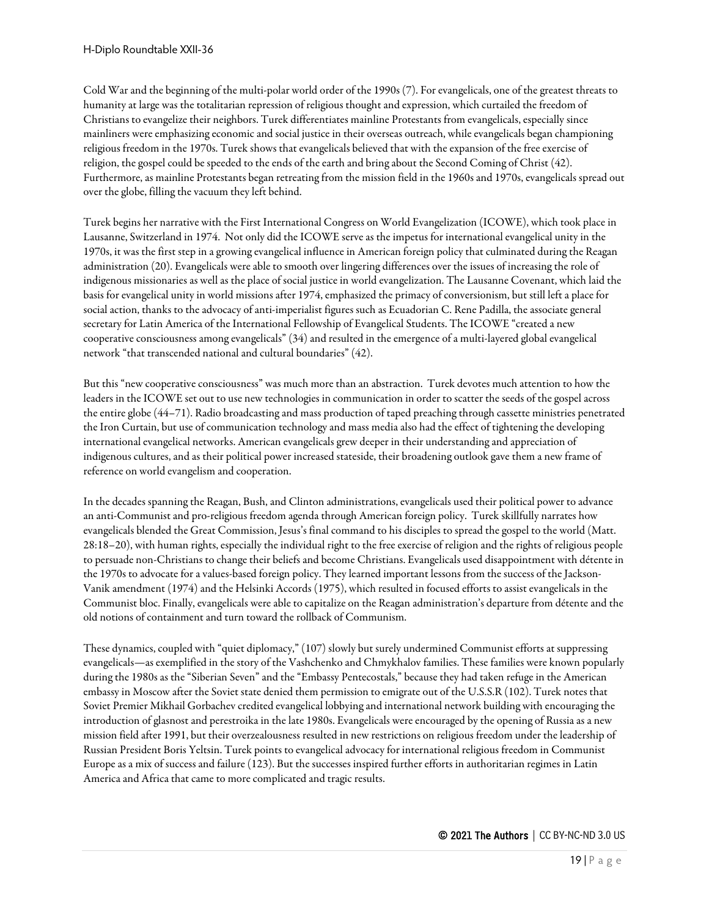Cold War and the beginning of the multi-polar world order of the 1990s (7). For evangelicals, one of the greatest threats to humanity at large was the totalitarian repression of religious thought and expression, which curtailed the freedom of Christians to evangelize their neighbors. Turek differentiates mainline Protestants from evangelicals, especially since mainliners were emphasizing economic and social justice in their overseas outreach, while evangelicals began championing religious freedom in the 1970s. Turek shows that evangelicals believed that with the expansion of the free exercise of religion, the gospel could be speeded to the ends of the earth and bring about the Second Coming of Christ (42). Furthermore, as mainline Protestants began retreating from the mission field in the 1960s and 1970s, evangelicals spread out over the globe, filling the vacuum they left behind.

Turek begins her narrative with the First International Congress on World Evangelization (ICOWE), which took place in Lausanne, Switzerland in 1974. Not only did the ICOWE serve as the impetus for international evangelical unity in the 1970s, it was the first step in a growing evangelical influence in American foreign policy that culminated during the Reagan administration (20). Evangelicals were able to smooth over lingering differences over the issues of increasing the role of indigenous missionaries as well as the place of social justice in world evangelization. The Lausanne Covenant, which laid the basis for evangelical unity in world missions after 1974, emphasized the primacy of conversionism, but still left a place for social action, thanks to the advocacy of anti-imperialist figures such as Ecuadorian C. Rene Padilla, the associate general secretary for Latin America of the International Fellowship of Evangelical Students. The ICOWE "created a new cooperative consciousness among evangelicals" (34) and resulted in the emergence of a multi-layered global evangelical network "that transcended national and cultural boundaries" (42).

But this "new cooperative consciousness" was much more than an abstraction. Turek devotes much attention to how the leaders in the ICOWE set out to use new technologies in communication in order to scatter the seeds of the gospel across the entire globe (44–71). Radio broadcasting and mass production of taped preaching through cassette ministries penetrated the Iron Curtain, but use of communication technology and mass media also had the effect of tightening the developing international evangelical networks. American evangelicals grew deeper in their understanding and appreciation of indigenous cultures, and as their political power increased stateside, their broadening outlook gave them a new frame of reference on world evangelism and cooperation.

In the decades spanning the Reagan, Bush, and Clinton administrations, evangelicals used their political power to advance an anti-Communist and pro-religious freedom agenda through American foreign policy. Turek skillfully narrates how evangelicals blended the Great Commission, Jesus's final command to his disciples to spread the gospel to the world (Matt. 28:18–20), with human rights, especially the individual right to the free exercise of religion and the rights of religious people to persuade non-Christians to change their beliefs and become Christians. Evangelicals used disappointment with détente in the 1970s to advocate for a values-based foreign policy. They learned important lessons from the success of the Jackson-Vanik amendment (1974) and the Helsinki Accords (1975), which resulted in focused efforts to assist evangelicals in the Communist bloc. Finally, evangelicals were able to capitalize on the Reagan administration's departure from détente and the old notions of containment and turn toward the rollback of Communism.

These dynamics, coupled with "quiet diplomacy," (107) slowly but surely undermined Communist efforts at suppressing evangelicals—as exemplified in the story of the Vashchenko and Chmykhalov families. These families were known popularly during the 1980s as the "Siberian Seven" and the "Embassy Pentecostals," because they had taken refuge in the American embassy in Moscow after the Soviet state denied them permission to emigrate out of the U.S.S.R (102). Turek notes that Soviet Premier Mikhail Gorbachev credited evangelical lobbying and international network building with encouraging the introduction of glasnost and perestroika in the late 1980s. Evangelicals were encouraged by the opening of Russia as a new mission field after 1991, but their overzealousness resulted in new restrictions on religious freedom under the leadership of Russian President Boris Yeltsin. Turek points to evangelical advocacy for international religious freedom in Communist Europe as a mix of success and failure (123). But the successes inspired further efforts in authoritarian regimes in Latin America and Africa that came to more complicated and tragic results.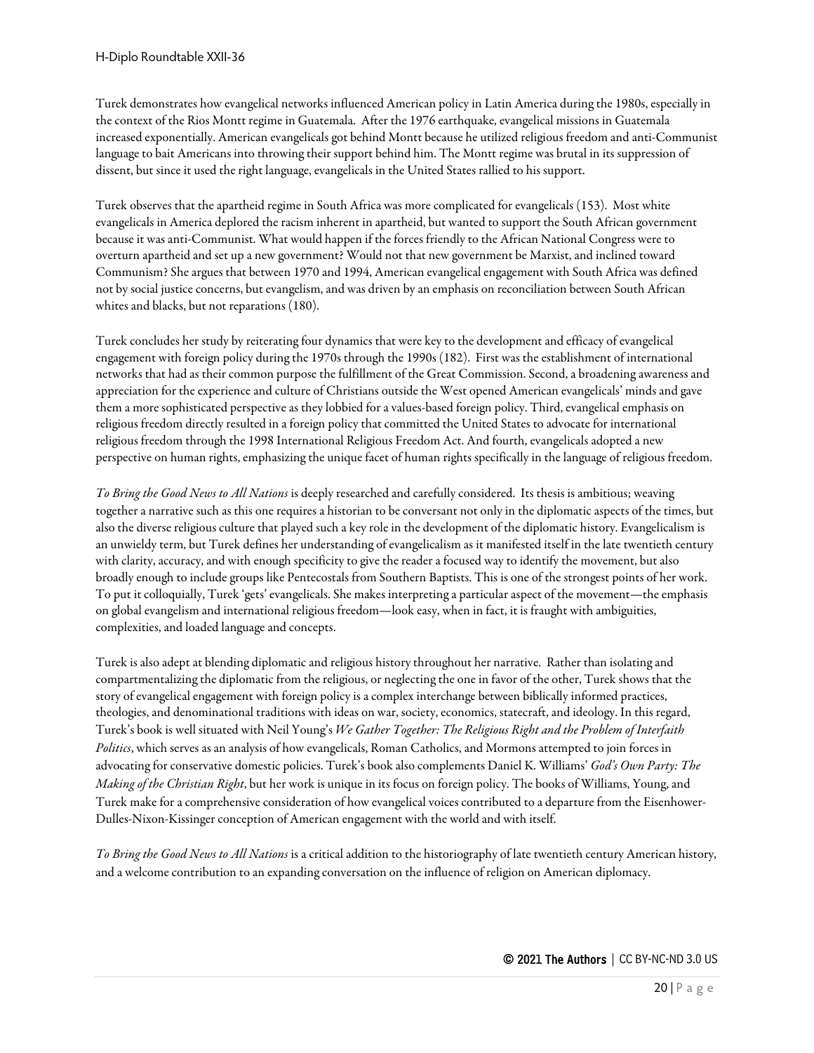Turek demonstrates how evangelical networks influenced American policy in Latin America during the 1980s, especially in the context of the Rios Montt regime in Guatemala. After the 1976 earthquake, evangelical missions in Guatemala increased exponentially. American evangelicals got behind Montt because he utilized religious freedom and anti-Communist language to bait Americans into throwing their support behind him. The Montt regime was brutal in its suppression of dissent, but since it used the right language, evangelicals in the United States rallied to his support.

Turek observes that the apartheid regime in South Africa was more complicated for evangelicals (153). Most white evangelicals in America deplored the racism inherent in apartheid, but wanted to support the South African government because it was anti-Communist. What would happen if the forces friendly to the African National Congress were to overturn apartheid and set up a new government? Would not that new government be Marxist, and inclined toward Communism? She argues that between 1970 and 1994, American evangelical engagement with South Africa was defined not by social justice concerns, but evangelism, and was driven by an emphasis on reconciliation between South African whites and blacks, but not reparations (180).

Turek concludes her study by reiterating four dynamics that were key to the development and efficacy of evangelical engagement with foreign policy during the 1970s through the 1990s (182). First was the establishment of international networks that had as their common purpose the fulfillment of the Great Commission. Second, a broadening awareness and appreciation for the experience and culture of Christians outside the West opened American evangelicals' minds and gave them a more sophisticated perspective as they lobbied for a values-based foreign policy. Third, evangelical emphasis on religious freedom directly resulted in a foreign policy that committed the United States to advocate for international religious freedom through the 1998 International Religious Freedom Act. And fourth, evangelicals adopted a new perspective on human rights, emphasizing the unique facet of human rights specifically in the language of religious freedom.

*To Bring the Good News to All Nations* is deeply researched and carefully considered. Its thesis is ambitious; weaving together a narrative such as this one requires a historian to be conversant not only in the diplomatic aspects of the times, but also the diverse religious culture that played such a key role in the development of the diplomatic history. Evangelicalism is an unwieldy term, but Turek defines her understanding of evangelicalism as it manifested itself in the late twentieth century with clarity, accuracy, and with enough specificity to give the reader a focused way to identify the movement, but also broadly enough to include groups like Pentecostals from Southern Baptists. This is one of the strongest points of her work. To put it colloquially, Turek 'gets' evangelicals. She makes interpreting a particular aspect of the movement—the emphasis on global evangelism and international religious freedom—look easy, when in fact, it is fraught with ambiguities, complexities, and loaded language and concepts.

Turek is also adept at blending diplomatic and religious history throughout her narrative. Rather than isolating and compartmentalizing the diplomatic from the religious, or neglecting the one in favor of the other, Turek shows that the story of evangelical engagement with foreign policy is a complex interchange between biblically informed practices, theologies, and denominational traditions with ideas on war, society, economics, statecraft, and ideology. In this regard, Turek's book is well situated with Neil Young's *We Gather Together: The Religious Right and the Problem of Interfaith Politics*, which serves as an analysis of how evangelicals, Roman Catholics, and Mormons attempted to join forces in advocating for conservative domestic policies. Turek's book also complements Daniel K. Williams' *God's Own Party: The Making of the Christian Right*, but her work is unique in its focus on foreign policy. The books of Williams, Young, and Turek make for a comprehensive consideration of how evangelical voices contributed to a departure from the Eisenhower-Dulles-Nixon-Kissinger conception of American engagement with the world and with itself.

*To Bring the Good News to All Nations* is a critical addition to the historiography of late twentieth century American history, and a welcome contribution to an expanding conversation on the influence of religion on American diplomacy.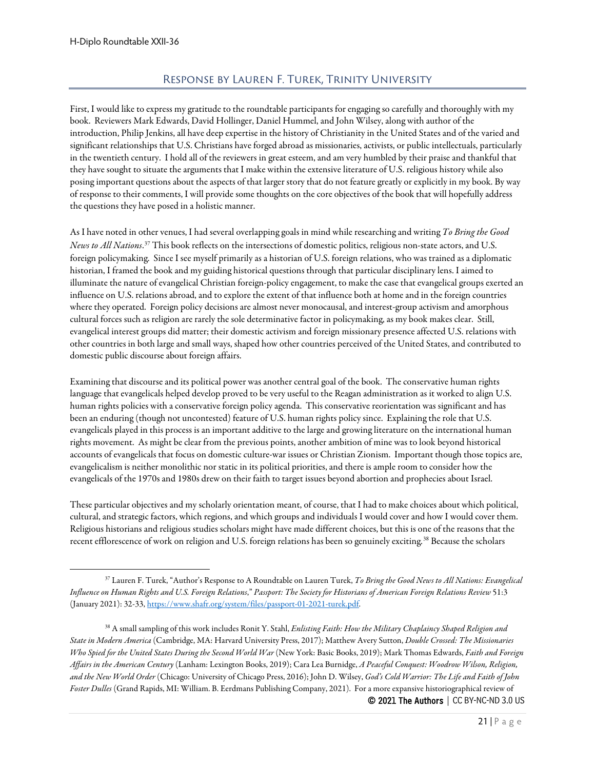## Response by Lauren F. Turek, Trinity University

First, I would like to express my gratitude to the roundtable participants for engaging so carefully and thoroughly with my book. Reviewers Mark Edwards, David Hollinger, Daniel Hummel, and John Wilsey, along with author of the introduction, Philip Jenkins, all have deep expertise in the history of Christianity in the United States and of the varied and significant relationships that U.S. Christians have forged abroad as missionaries, activists, or public intellectuals, particularly in the twentieth century. I hold all of the reviewers in great esteem, and am very humbled by their praise and thankful that they have sought to situate the arguments that I make within the extensive literature of U.S. religious history while also posing important questions about the aspects of that larger story that do not feature greatly or explicitly in my book. By way of response to their comments, I will provide some thoughts on the core objectives of the book that will hopefully address the questions they have posed in a holistic manner.

As I have noted in other venues, I had several overlapping goals in mind while researching and writing *To Bring the Good News to All Nations*.[37] This book reflects on the intersections of domestic politics, religious non-state actors, and U.S. foreign policymaking. Since I see myself primarily as a historian of U.S. foreign relations, who was trained as a diplomatic historian, I framed the book and my guiding historical questions through that particular disciplinary lens. I aimed to illuminate the nature of evangelical Christian foreign-policy engagement, to make the case that evangelical groups exerted an influence on U.S. relations abroad, and to explore the extent of that influence both at home and in the foreign countries where they operated. Foreign policy decisions are almost never monocausal, and interest-group activism and amorphous cultural forces such as religion are rarely the sole determinative factor in policymaking, as my book makes clear. Still, evangelical interest groups did matter; their domestic activism and foreign missionary presence affected U.S. relations with other countries in both large and small ways, shaped how other countries perceived of the United States, and contributed to domestic public discourse about foreign affairs.

Examining that discourse and its political power was another central goal of the book. The conservative human rights language that evangelicals helped develop proved to be very useful to the Reagan administration as it worked to align U.S. human rights policies with a conservative foreign policy agenda. This conservative reorientation was significant and has been an enduring (though not uncontested) feature of U.S. human rights policy since. Explaining the role that U.S. evangelicals played in this process is an important additive to the large and growing literature on the international human rights movement. As might be clear from the previous points, another ambition of mine was to look beyond historical accounts of evangelicals that focus on domestic culture-war issues or Christian Zionism. Important though those topics are, evangelicalism is neither monolithic nor static in its political priorities, and there is ample room to consider how the evangelicals of the 1970s and 1980s drew on their faith to target issues beyond abortion and prophecies about Israel.

These particular objectives and my scholarly orientation meant, of course, that I had to make choices about which political, cultural, and strategic factors, which regions, and which groups and individuals I would cover and how I would cover them. Religious historians and religious studies scholars might have made different choices, but this is one of the reasons that the recent efflorescence of work on religion and U.S. foreign relations has been so genuinely exciting.[38] Because the scholars

---

[37] Lauren F. Turek, "Author's Response to A Roundtable on Lauren Turek, *To Bring the Good News to All Nations: Evangelical Influence on Human Rights and U.S. Foreign Relations*," *Passport: The Society for Historians of American Foreign Relations Review* 51:3 (January 2021): 32-33, https://www.shafr.org/system/files/passport-01-2021-turek.pdf.

[38] A small sampling of this work includes Ronit Y. Stahl, *Enlisting Faith: How the Military Chaplaincy Shaped Religion and State in Modern America* (Cambridge, MA: Harvard University Press, 2017); Matthew Avery Sutton, *Double Crossed: The Missionaries Who Spied for the United States During the Second World War* (New York: Basic Books, 2019); Mark Thomas Edwards, *Faith and Foreign Affairs in the American Century* (Lanham: Lexington Books, 2019); Cara Lea Burnidge, *A Peaceful Conquest: Woodrow Wilson, Religion, and the New World Order* (Chicago: University of Chicago Press, 2016); John D. Wilsey, *God's Cold Warrior: The Life and Faith of John Foster Dulles* (Grand Rapids, MI: William. B. Eerdmans Publishing Company, 2021). For a more expansive historiographical review of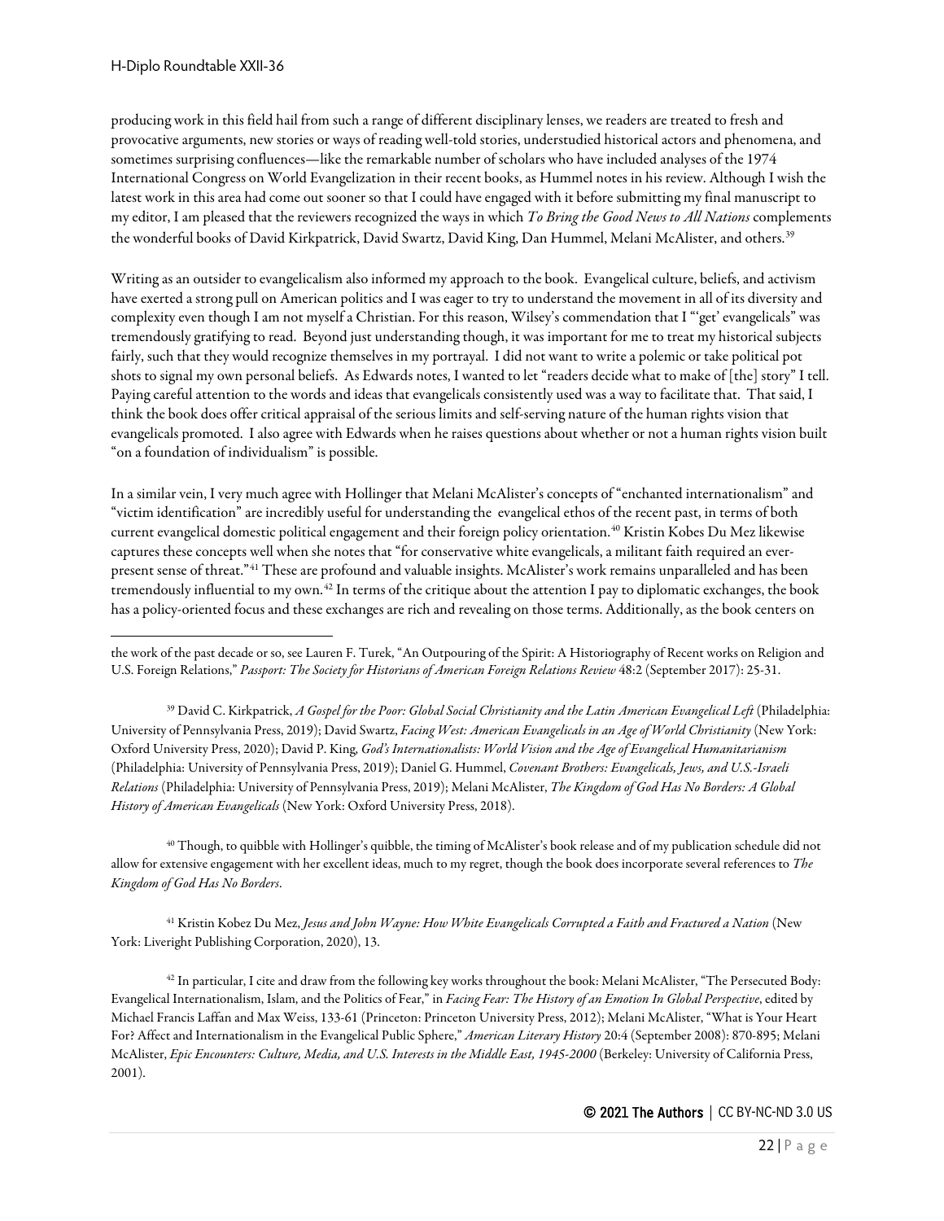producing work in this field hail from such a range of different disciplinary lenses, we readers are treated to fresh and provocative arguments, new stories or ways of reading well-told stories, understudied historical actors and phenomena, and sometimes surprising confluences—like the remarkable number of scholars who have included analyses of the 1974 International Congress on World Evangelization in their recent books, as Hummel notes in his review. Although I wish the latest work in this area had come out sooner so that I could have engaged with it before submitting my final manuscript to my editor, I am pleased that the reviewers recognized the ways in which *To Bring the Good News to All Nations* complements the wonderful books of David Kirkpatrick, David Swartz, David King, Dan Hummel, Melani McAlister, and others.[39]

Writing as an outsider to evangelicalism also informed my approach to the book. Evangelical culture, beliefs, and activism have exerted a strong pull on American politics and I was eager to try to understand the movement in all of its diversity and complexity even though I am not myself a Christian. For this reason, Wilsey's commendation that I "'get' evangelicals" was tremendously gratifying to read. Beyond just understanding though, it was important for me to treat my historical subjects fairly, such that they would recognize themselves in my portrayal. I did not want to write a polemic or take political pot shots to signal my own personal beliefs. As Edwards notes, I wanted to let "readers decide what to make of [the] story" I tell. Paying careful attention to the words and ideas that evangelicals consistently used was a way to facilitate that. That said, I think the book does offer critical appraisal of the serious limits and self-serving nature of the human rights vision that evangelicals promoted. I also agree with Edwards when he raises questions about whether or not a human rights vision built "on a foundation of individualism" is possible.

In a similar vein, I very much agree with Hollinger that Melani McAlister's concepts of "enchanted internationalism" and "victim identification" are incredibly useful for understanding the evangelical ethos of the recent past, in terms of both current evangelical domestic political engagement and their foreign policy orientation.[40] Kristin Kobes Du Mez likewise captures these concepts well when she notes that "for conservative white evangelicals, a militant faith required an ever-present sense of threat."[41] These are profound and valuable insights. McAlister's work remains unparalleled and has been tremendously influential to my own.[42] In terms of the critique about the attention I pay to diplomatic exchanges, the book has a policy-oriented focus and these exchanges are rich and revealing on those terms. Additionally, as the book centers on

---

the work of the past decade or so, see Lauren F. Turek, "An Outpouring of the Spirit: A Historiography of Recent works on Religion and U.S. Foreign Relations," *Passport: The Society for Historians of American Foreign Relations Review* 48:2 (September 2017): 25-31.

[39] David C. Kirkpatrick, *A Gospel for the Poor: Global Social Christianity and the Latin American Evangelical Left* (Philadelphia: University of Pennsylvania Press, 2019); David Swartz, *Facing West: American Evangelicals in an Age of World Christianity* (New York: Oxford University Press, 2020); David P. King, *God's Internationalists: World Vision and the Age of Evangelical Humanitarianism* (Philadelphia: University of Pennsylvania Press, 2019); Daniel G. Hummel, *Covenant Brothers: Evangelicals, Jews, and U.S.-Israeli Relations* (Philadelphia: University of Pennsylvania Press, 2019); Melani McAlister, *The Kingdom of God Has No Borders: A Global History of American Evangelicals* (New York: Oxford University Press, 2018).

[40] Though, to quibble with Hollinger's quibble, the timing of McAlister's book release and of my publication schedule did not allow for extensive engagement with her excellent ideas, much to my regret, though the book does incorporate several references to *The Kingdom of God Has No Borders*.

[41] Kristin Kobez Du Mez, *Jesus and John Wayne: How White Evangelicals Corrupted a Faith and Fractured a Nation* (New York: Liveright Publishing Corporation, 2020), 13.

[42] In particular, I cite and draw from the following key works throughout the book: Melani McAlister, "The Persecuted Body: Evangelical Internationalism, Islam, and the Politics of Fear," in *Facing Fear: The History of an Emotion In Global Perspective*, edited by Michael Francis Laffan and Max Weiss, 133-61 (Princeton: Princeton University Press, 2012); Melani McAlister, "What is Your Heart For? Affect and Internationalism in the Evangelical Public Sphere," *American Literary History* 20:4 (September 2008): 870-895; Melani McAlister, *Epic Encounters: Culture, Media, and U.S. Interests in the Middle East, 1945-2000* (Berkeley: University of California Press, 2001).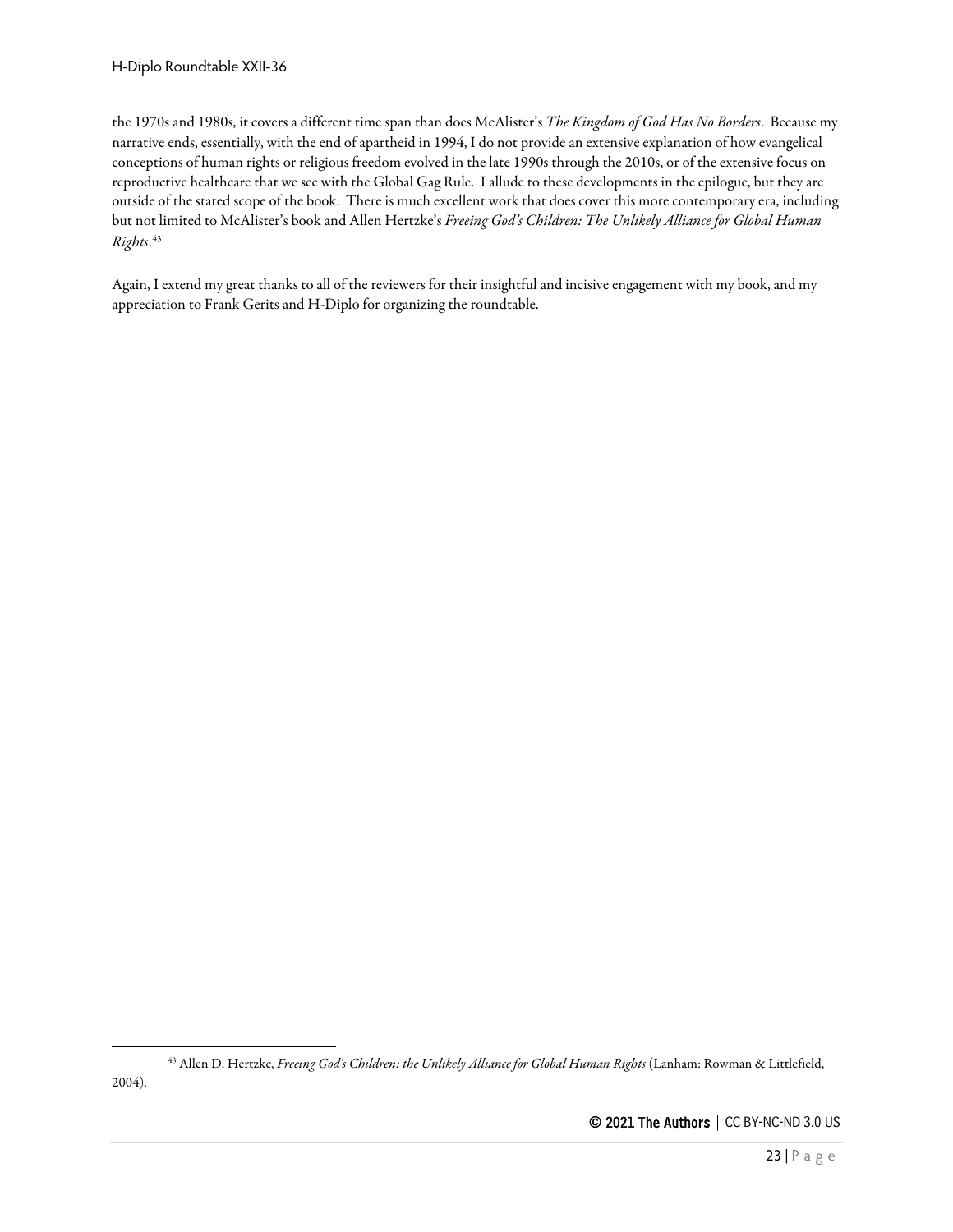the 1970s and 1980s, it covers a different time span than does McAlister's *The Kingdom of God Has No Borders*. Because my narrative ends, essentially, with the end of apartheid in 1994, I do not provide an extensive explanation of how evangelical conceptions of human rights or religious freedom evolved in the late 1990s through the 2010s, or of the extensive focus on reproductive healthcare that we see with the Global Gag Rule. I allude to these developments in the epilogue, but they are outside of the stated scope of the book. There is much excellent work that does cover this more contemporary era, including but not limited to McAlister's book and Allen Hertzke's *Freeing God's Children: The Unlikely Alliance for Global Human Rights*.[43]

Again, I extend my great thanks to all of the reviewers for their insightful and incisive engagement with my book, and my appreciation to Frank Gerits and H-Diplo for organizing the roundtable.

---

[43] Allen D. Hertzke, *Freeing God's Children: the Unlikely Alliance for Global Human Rights* (Lanham: Rowman & Littlefield, 2004).